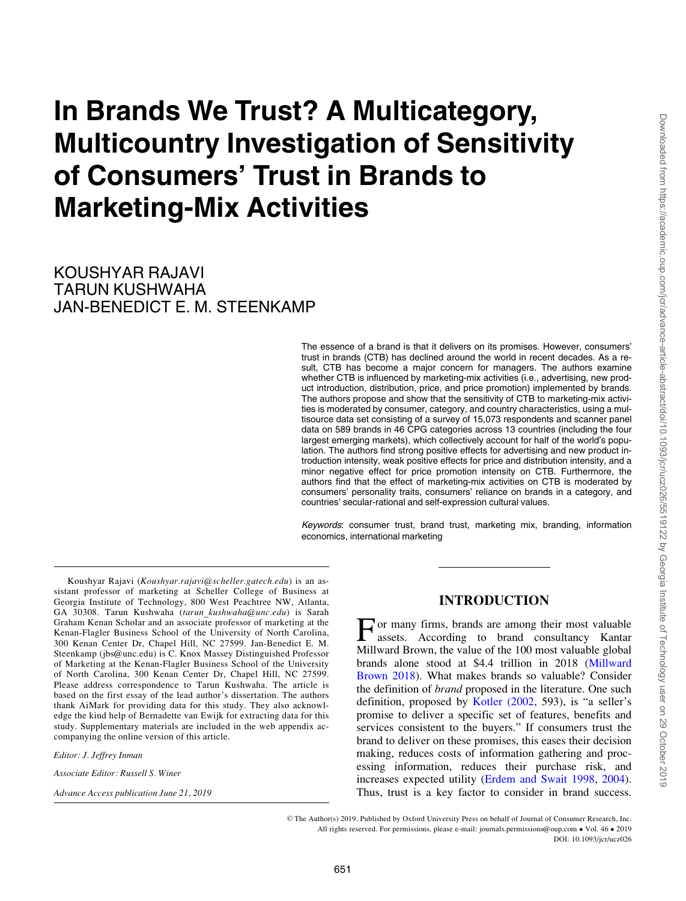# In Brands We Trust? A Multicategory, Multicountry Investigation of Sensitivity of Consumers' Trust in Brands to Marketing-Mix Activities

KOUSHYAR RAJAVI
TARUN KUSHWAHA
JAN-BENEDICT E. M. STEENKAMP

The essence of a brand is that it delivers on its promises. However, consumers' trust in brands (CTB) has declined around the world in recent decades. As a result, CTB has become a major concern for managers. The authors examine whether CTB is influenced by marketing-mix activities (i.e., advertising, new product introduction, distribution, price, and price promotion) implemented by brands. The authors propose and show that the sensitivity of CTB to marketing-mix activities is moderated by consumer, category, and country characteristics, using a multisource data set consisting of a survey of 15,073 respondents and scanner panel data on 589 brands in 46 CPG categories across 13 countries (including the four largest emerging markets), which collectively account for half of the world's population. The authors find strong positive effects for advertising and new product introduction intensity, weak positive effects for price and distribution intensity, and a minor negative effect for price promotion intensity on CTB. Furthermore, the authors find that the effect of marketing-mix activities on CTB is moderated by consumers' personality traits, consumers' reliance on brands in a category, and countries' secular-rational and self-expression cultural values.

*Keywords*: consumer trust, brand trust, marketing mix, branding, information economics, international marketing

Koushyar Rajavi (*Koushyar.rajavi@scheller.gatech.edu*) is an assistant professor of marketing at Scheller College of Business at Georgia Institute of Technology, 800 West Peachtree NW, Atlanta, GA 30308. Tarun Kushwaha (*tarun_kushwaha@unc.edu*) is Sarah Graham Kenan Scholar and an associate professor of marketing at the Kenan-Flagler Business School of the University of North Carolina, 300 Kenan Center Dr, Chapel Hill, NC 27599. Jan-Benedict E. M. Steenkamp (jbs@unc.edu) is C. Knox Massey Distinguished Professor of Marketing at the Kenan-Flagler Business School of the University of North Carolina, 300 Kenan Center Dr, Chapel Hill, NC 27599. Please address correspondence to Tarun Kushwaha. The article is based on the first essay of the lead author's dissertation. The authors thank AiMark for providing data for this study. They also acknowledge the kind help of Bernadette van Ewijk for extracting data for this study. Supplementary materials are included in the web appendix accompanying the online version of this article.

*Editor: J. Jeffrey Inman*

*Associate Editor: Russell S. Winer*

*Advance Access publication June 21, 2019*

## INTRODUCTION

For many firms, brands are among their most valuable assets. According to brand consultancy Kantar Millward Brown, the value of the 100 most valuable global brands alone stood at $4.4 trillion in 2018 (Millward Brown 2018). What makes brands so valuable? Consider the definition of *brand* proposed in the literature. One such definition, proposed by Kotler (2002, 593), is "a seller's promise to deliver a specific set of features, benefits and services consistent to the buyers." If consumers trust the brand to deliver on these promises, this eases their decision making, reduces costs of information gathering and processing information, reduces their purchase risk, and increases expected utility (Erdem and Swait 1998, 2004). Thus, trust is a key factor to consider in brand success.

© The Author(s) 2019. Published by Oxford University Press on behalf of Journal of Consumer Research, Inc.
All rights reserved. For permissions, please e-mail: journals.permissions@oup.com • Vol. 46 • 2019
DOI: 10.1093/jcr/ucz026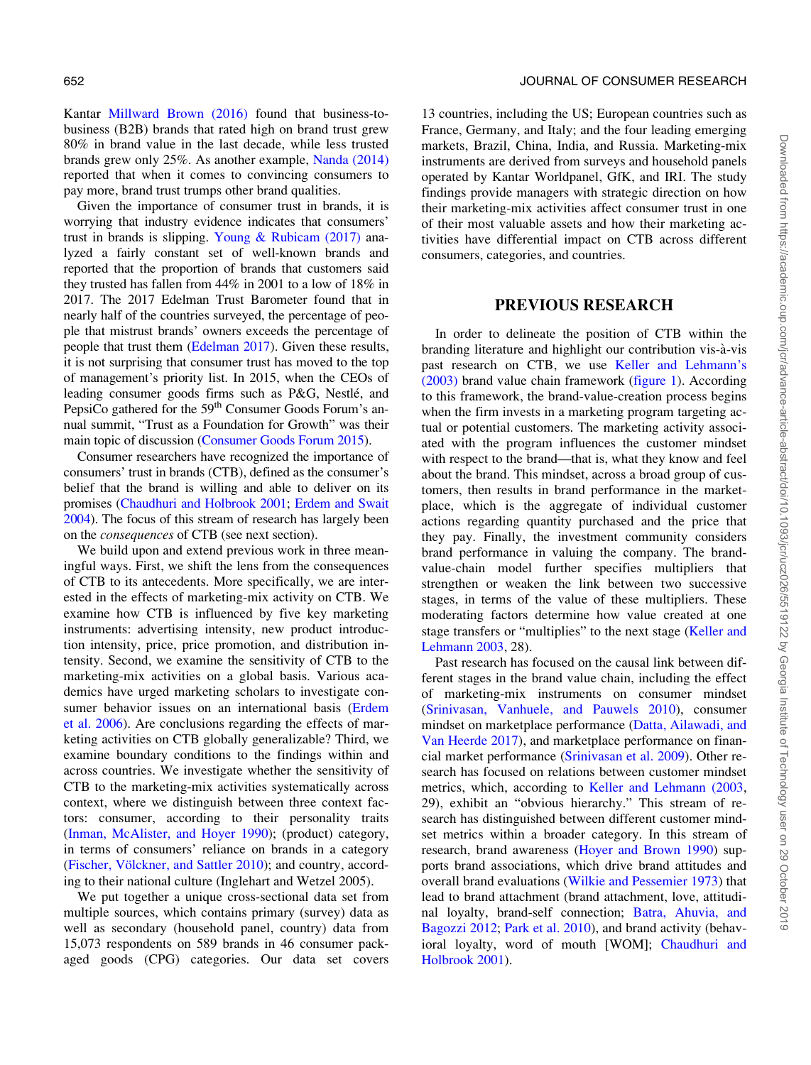Kantar Millward Brown (2016) found that business-to-business (B2B) brands that rated high on brand trust grew 80% in brand value in the last decade, while less trusted brands grew only 25%. As another example, Nanda (2014) reported that when it comes to convincing consumers to pay more, brand trust trumps other brand qualities.

Given the importance of consumer trust in brands, it is worrying that industry evidence indicates that consumers' trust in brands is slipping. Young & Rubicam (2017) analyzed a fairly constant set of well-known brands and reported that the proportion of brands that customers said they trusted has fallen from 44% in 2001 to a low of 18% in 2017. The 2017 Edelman Trust Barometer found that in nearly half of the countries surveyed, the percentage of people that mistrust brands' owners exceeds the percentage of people that trust them (Edelman 2017). Given these results, it is not surprising that consumer trust has moved to the top of management's priority list. In 2015, when the CEOs of leading consumer goods firms such as P&G, Nestlé, and PepsiCo gathered for the 59th Consumer Goods Forum's annual summit, "Trust as a Foundation for Growth" was their main topic of discussion (Consumer Goods Forum 2015).

Consumer researchers have recognized the importance of consumers' trust in brands (CTB), defined as the consumer's belief that the brand is willing and able to deliver on its promises (Chaudhuri and Holbrook 2001; Erdem and Swait 2004). The focus of this stream of research has largely been on the *consequences* of CTB (see next section).

We build upon and extend previous work in three meaningful ways. First, we shift the lens from the consequences of CTB to its antecedents. More specifically, we are interested in the effects of marketing-mix activity on CTB. We examine how CTB is influenced by five key marketing instruments: advertising intensity, new product introduction intensity, price, price promotion, and distribution intensity. Second, we examine the sensitivity of CTB to the marketing-mix activities on a global basis. Various academics have urged marketing scholars to investigate consumer behavior issues on an international basis (Erdem et al. 2006). Are conclusions regarding the effects of marketing activities on CTB globally generalizable? Third, we examine boundary conditions to the findings within and across countries. We investigate whether the sensitivity of CTB to the marketing-mix activities systematically across context, where we distinguish between three context factors: consumer, according to their personality traits (Inman, McAlister, and Hoyer 1990); (product) category, in terms of consumers' reliance on brands in a category (Fischer, Völckner, and Sattler 2010); and country, according to their national culture (Inglehart and Wetzel 2005).

We put together a unique cross-sectional data set from multiple sources, which contains primary (survey) data as well as secondary (household panel, country) data from 15,073 respondents on 589 brands in 46 consumer packaged goods (CPG) categories. Our data set covers 13 countries, including the US; European countries such as France, Germany, and Italy; and the four leading emerging markets, Brazil, China, India, and Russia. Marketing-mix instruments are derived from surveys and household panels operated by Kantar Worldpanel, GfK, and IRI. The study findings provide managers with strategic direction on how their marketing-mix activities affect consumer trust in one of their most valuable assets and how their marketing activities have differential impact on CTB across different consumers, categories, and countries.

## PREVIOUS RESEARCH

In order to delineate the position of CTB within the branding literature and highlight our contribution vis-à-vis past research on CTB, we use Keller and Lehmann's (2003) brand value chain framework (figure 1). According to this framework, the brand-value-creation process begins when the firm invests in a marketing program targeting actual or potential customers. The marketing activity associated with the program influences the customer mindset with respect to the brand—that is, what they know and feel about the brand. This mindset, across a broad group of customers, then results in brand performance in the marketplace, which is the aggregate of individual customer actions regarding quantity purchased and the price that they pay. Finally, the investment community considers brand performance in valuing the company. The brand-value-chain model further specifies multipliers that strengthen or weaken the link between two successive stages, in terms of the value of these multipliers. These moderating factors determine how value created at one stage transfers or "multiplies" to the next stage (Keller and Lehmann 2003, 28).

Past research has focused on the causal link between different stages in the brand value chain, including the effect of marketing-mix instruments on consumer mindset (Srinivasan, Vanhuele, and Pauwels 2010), consumer mindset on marketplace performance (Datta, Ailawadi, and Van Heerde 2017), and marketplace performance on financial market performance (Srinivasan et al. 2009). Other research has focused on relations between customer mindset metrics, which, according to Keller and Lehmann (2003, 29), exhibit an "obvious hierarchy." This stream of research has distinguished between different customer mindset metrics within a broader category. In this stream of research, brand awareness (Hoyer and Brown 1990) supports brand associations, which drive brand attitudes and overall brand evaluations (Wilkie and Pessemier 1973) that lead to brand attachment (brand attachment, love, attitudinal loyalty, brand-self connection; Batra, Ahuvia, and Bagozzi 2012; Park et al. 2010), and brand activity (behavioral loyalty, word of mouth [WOM]; Chaudhuri and Holbrook 2001).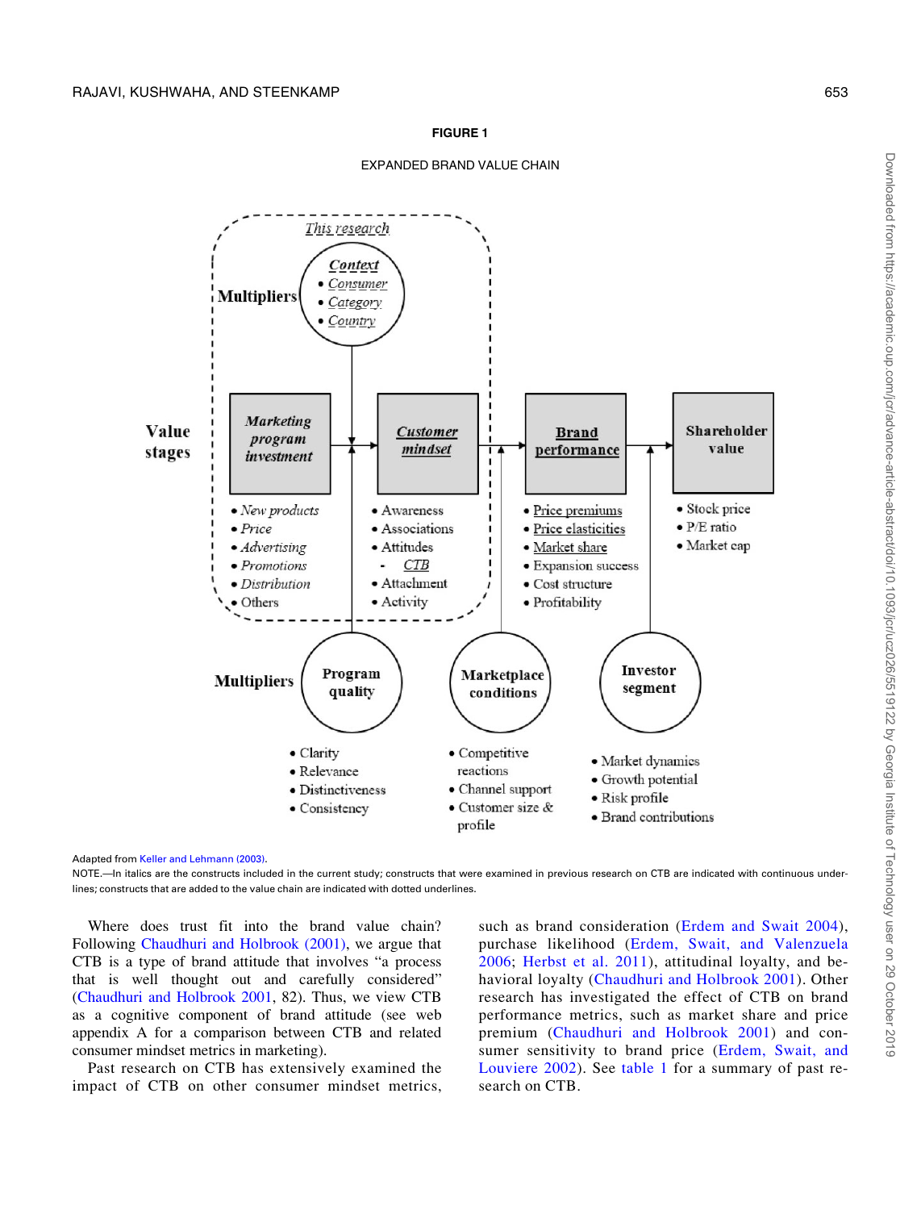**FIGURE 1**

EXPANDED BRAND VALUE CHAIN

Adapted from Keller and Lehmann (2003).

NOTE.—In italics are the constructs included in the current study; constructs that were examined in previous research on CTB are indicated with continuous underlines; constructs that are added to the value chain are indicated with dotted underlines.

Where does trust fit into the brand value chain? Following Chaudhuri and Holbrook (2001), we argue that CTB is a type of brand attitude that involves "a process that is well thought out and carefully considered" (Chaudhuri and Holbrook 2001, 82). Thus, we view CTB as a cognitive component of brand attitude (see web appendix A for a comparison between CTB and related consumer mindset metrics in marketing).

Past research on CTB has extensively examined the impact of CTB on other consumer mindset metrics, such as brand consideration (Erdem and Swait 2004), purchase likelihood (Erdem, Swait, and Valenzuela 2006; Herbst et al. 2011), attitudinal loyalty, and behavioral loyalty (Chaudhuri and Holbrook 2001). Other research has investigated the effect of CTB on brand performance metrics, such as market share and price premium (Chaudhuri and Holbrook 2001) and consumer sensitivity to brand price (Erdem, Swait, and Louviere 2002). See table 1 for a summary of past research on CTB.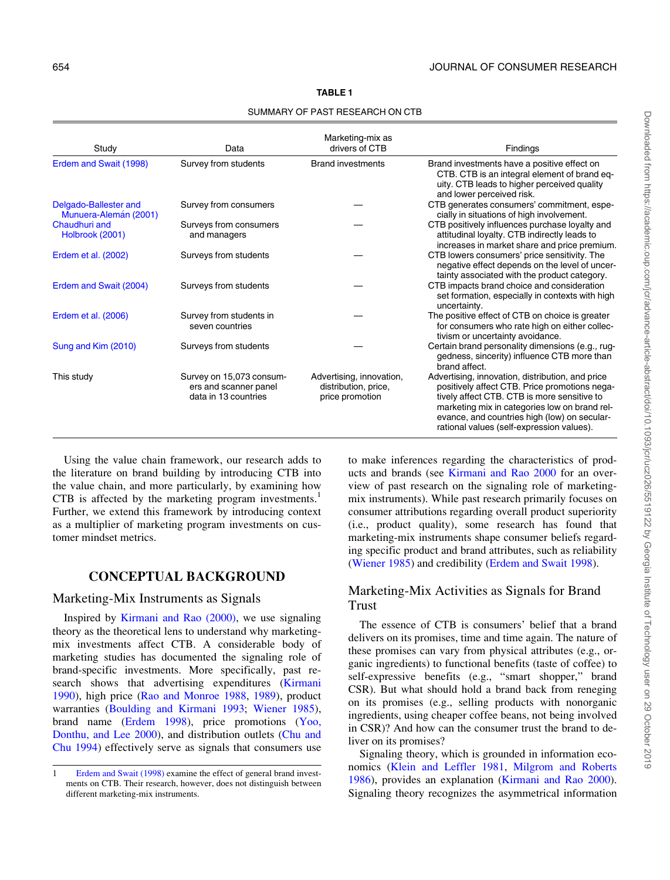TABLE 1

SUMMARY OF PAST RESEARCH ON CTB

| Study | Data | Marketing-mix as drivers of CTB | Findings |
|---|---|---|---|
| Erdem and Swait (1998) | Survey from students | Brand investments | Brand investments have a positive effect on CTB. CTB is an integral element of brand equity. CTB leads to higher perceived quality and lower perceived risk. |
| Delgado-Ballester and Munuera-Alemán (2001) | Survey from consumers | — | CTB generates consumers' commitment, especially in situations of high involvement. |
| Chaudhuri and Holbrook (2001) | Surveys from consumers and managers | — | CTB positively influences purchase loyalty and attitudinal loyalty. CTB indirectly leads to increases in market share and price premium. |
| Erdem et al. (2002) | Surveys from students | — | CTB lowers consumers' price sensitivity. The negative effect depends on the level of uncertainty associated with the product category. |
| Erdem and Swait (2004) | Surveys from students | — | CTB impacts brand choice and consideration set formation, especially in contexts with high uncertainty. |
| Erdem et al. (2006) | Survey from students in seven countries | — | The positive effect of CTB on choice is greater for consumers who rate high on either collectivism or uncertainty avoidance. |
| Sung and Kim (2010) | Surveys from students | — | Certain brand personality dimensions (e.g., ruggedness, sincerity) influence CTB more than brand affect. |
| This study | Survey on 15,073 consumers and scanner panel data in 13 countries | Advertising, innovation, distribution, price, price promotion | Advertising, innovation, distribution, and price positively affect CTB. Price promotions negatively affect CTB. CTB is more sensitive to marketing mix in categories low on brand relevance, and countries high (low) on secular-rational values (self-expression values). |

Using the value chain framework, our research adds to the literature on brand building by introducing CTB into the value chain, and more particularly, by examining how CTB is affected by the marketing program investments.[1] Further, we extend this framework by introducing context as a multiplier of marketing program investments on customer mindset metrics.

## CONCEPTUAL BACKGROUND

### Marketing-Mix Instruments as Signals

Inspired by Kirmani and Rao (2000), we use signaling theory as the theoretical lens to understand why marketing-mix investments affect CTB. A considerable body of marketing studies has documented the signaling role of brand-specific investments. More specifically, past research shows that advertising expenditures (Kirmani 1990), high price (Rao and Monroe 1988, 1989), product warranties (Boulding and Kirmani 1993; Wiener 1985), brand name (Erdem 1998), price promotions (Yoo, Donthu, and Lee 2000), and distribution outlets (Chu and Chu 1994) effectively serve as signals that consumers use to make inferences regarding the characteristics of products and brands (see Kirmani and Rao 2000 for an overview of past research on the signaling role of marketing-mix instruments). While past research primarily focuses on consumer attributions regarding overall product superiority (i.e., product quality), some research has found that marketing-mix instruments shape consumer beliefs regarding specific product and brand attributes, such as reliability (Wiener 1985) and credibility (Erdem and Swait 1998).

### Marketing-Mix Activities as Signals for Brand Trust

The essence of CTB is consumers' belief that a brand delivers on its promises, time and time again. The nature of these promises can vary from physical attributes (e.g., organic ingredients) to functional benefits (taste of coffee) to self-expressive benefits (e.g., "smart shopper," brand CSR). But what should hold a brand back from reneging on its promises (e.g., selling products with nonorganic ingredients, using cheaper coffee beans, not being involved in CSR)? And how can the consumer trust the brand to deliver on its promises?

Signaling theory, which is grounded in information economics (Klein and Leffler 1981, Milgrom and Roberts 1986), provides an explanation (Kirmani and Rao 2000). Signaling theory recognizes the asymmetrical information

[1] Erdem and Swait (1998) examine the effect of general brand investments on CTB. Their research, however, does not distinguish between different marketing-mix instruments.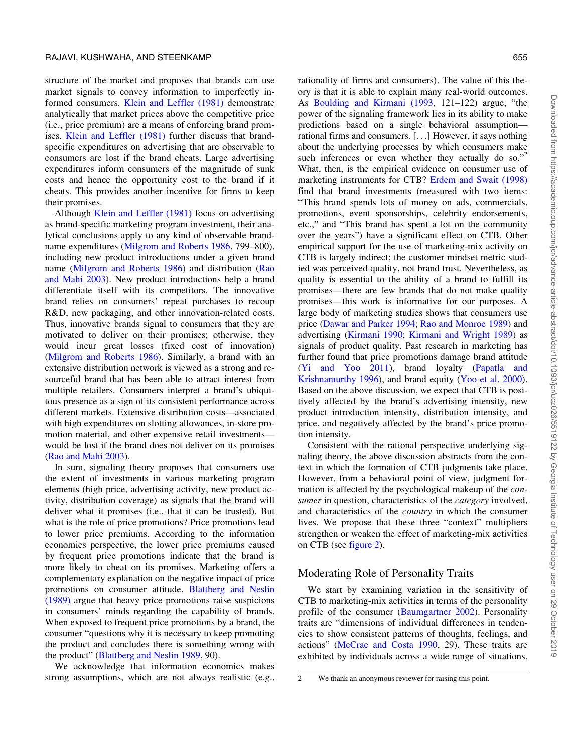structure of the market and proposes that brands can use market signals to convey information to imperfectly informed consumers. Klein and Leffler (1981) demonstrate analytically that market prices above the competitive price (i.e., price premium) are a means of enforcing brand promises. Klein and Leffler (1981) further discuss that brand-specific expenditures on advertising that are observable to consumers are lost if the brand cheats. Large advertising expenditures inform consumers of the magnitude of sunk costs and hence the opportunity cost to the brand if it cheats. This provides another incentive for firms to keep their promises.

Although Klein and Leffler (1981) focus on advertising as brand-specific marketing program investment, their analytical conclusions apply to any kind of observable brand-name expenditures (Milgrom and Roberts 1986, 799–800), including new product introductions under a given brand name (Milgrom and Roberts 1986) and distribution (Rao and Mahi 2003). New product introductions help a brand differentiate itself with its competitors. The innovative brand relies on consumers' repeat purchases to recoup R&D, new packaging, and other innovation-related costs. Thus, innovative brands signal to consumers that they are motivated to deliver on their promises; otherwise, they would incur great losses (fixed cost of innovation) (Milgrom and Roberts 1986). Similarly, a brand with an extensive distribution network is viewed as a strong and resourceful brand that has been able to attract interest from multiple retailers. Consumers interpret a brand's ubiquitous presence as a sign of its consistent performance across different markets. Extensive distribution costs—associated with high expenditures on slotting allowances, in-store promotion material, and other expensive retail investments—would be lost if the brand does not deliver on its promises (Rao and Mahi 2003).

In sum, signaling theory proposes that consumers use the extent of investments in various marketing program elements (high price, advertising activity, new product activity, distribution coverage) as signals that the brand will deliver what it promises (i.e., that it can be trusted). But what is the role of price promotions? Price promotions lead to lower price premiums. According to the information economics perspective, the lower price premiums caused by frequent price promotions indicate that the brand is more likely to cheat on its promises. Marketing offers a complementary explanation on the negative impact of price promotions on consumer attitude. Blattberg and Neslin (1989) argue that heavy price promotions raise suspicions in consumers' minds regarding the capability of brands. When exposed to frequent price promotions by a brand, the consumer "questions why it is necessary to keep promoting the product and concludes there is something wrong with the product" (Blattberg and Neslin 1989, 90).

We acknowledge that information economics makes strong assumptions, which are not always realistic (e.g., rationality of firms and consumers). The value of this theory is that it is able to explain many real-world outcomes. As Boulding and Kirmani (1993, 121–122) argue, "the power of the signaling framework lies in its ability to make predictions based on a single behavioral assumption—rational firms and consumers. [...] However, it says nothing about the underlying processes by which consumers make such inferences or even whether they actually do so."[2] What, then, is the empirical evidence on consumer use of marketing instruments for CTB? Erdem and Swait (1998) find that brand investments (measured with two items: "This brand spends lots of money on ads, commercials, promotions, event sponsorships, celebrity endorsements, etc.," and "This brand has spent a lot on the community over the years") have a significant effect on CTB. Other empirical support for the use of marketing-mix activity on CTB is largely indirect; the customer mindset metric studied was perceived quality, not brand trust. Nevertheless, as quality is essential to the ability of a brand to fulfill its promises—there are few brands that do not make quality promises—this work is informative for our purposes. A large body of marketing studies shows that consumers use price (Dawar and Parker 1994; Rao and Monroe 1989) and advertising (Kirmani 1990; Kirmani and Wright 1989) as signals of product quality. Past research in marketing has further found that price promotions damage brand attitude (Yi and Yoo 2011), brand loyalty (Papatla and Krishnamurthy 1996), and brand equity (Yoo et al. 2000). Based on the above discussion, we expect that CTB is positively affected by the brand's advertising intensity, new product introduction intensity, distribution intensity, and price, and negatively affected by the brand's price promotion intensity.

Consistent with the rational perspective underlying signaling theory, the above discussion abstracts from the context in which the formation of CTB judgments take place. However, from a behavioral point of view, judgment formation is affected by the psychological makeup of the *consumer* in question, characteristics of the *category* involved, and characteristics of the *country* in which the consumer lives. We propose that these three "context" multipliers strengthen or weaken the effect of marketing-mix activities on CTB (see figure 2).

## Moderating Role of Personality Traits

We start by examining variation in the sensitivity of CTB to marketing-mix activities in terms of the personality profile of the consumer (Baumgartner 2002). Personality traits are "dimensions of individual differences in tendencies to show consistent patterns of thoughts, feelings, and actions" (McCrae and Costa 1990, 29). These traits are exhibited by individuals across a wide range of situations,

---

2 We thank an anonymous reviewer for raising this point.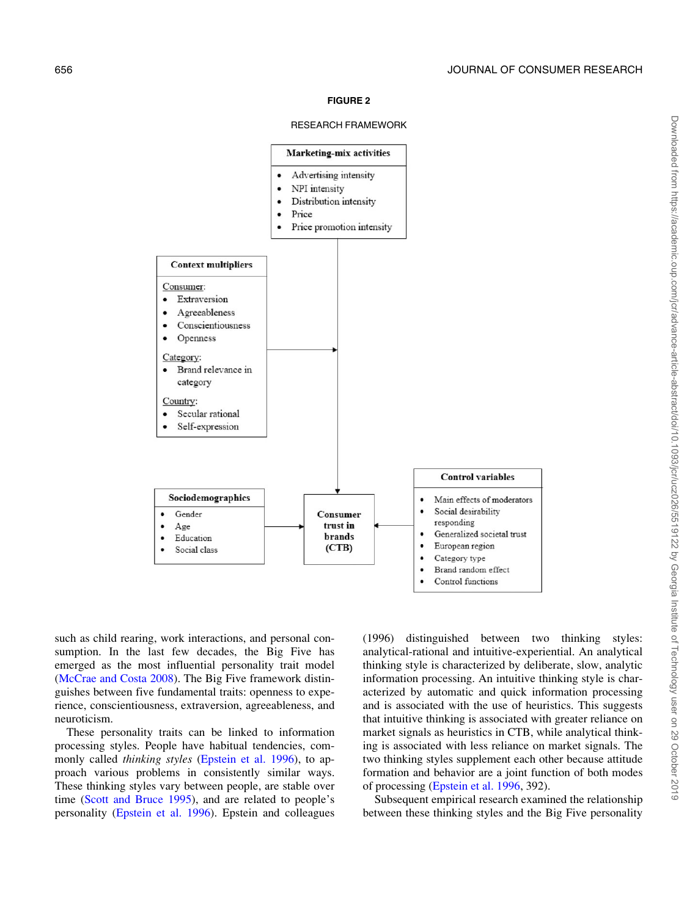**FIGURE 2**

RESEARCH FRAMEWORK

**Marketing-mix activities**

- Advertising intensity
- NPI intensity
- Distribution intensity
- Price
- Price promotion intensity

**Context multipliers**

Consumer:

- Extraversion
- Agreeableness
- Conscientiousness
- Openness

Category:

- Brand relevance in category

Country:

- Secular rational
- Self-expression

**Sociodemographics**

- Gender
- Age
- Education
- Social class

**Consumer trust in brands (CTB)**

**Control variables**

- Main effects of moderators
- Social desirability responding
- Generalized societal trust
- European region
- Category type
- Brand random effect
- Control functions

such as child rearing, work interactions, and personal consumption. In the last few decades, the Big Five has emerged as the most influential personality trait model (McCrae and Costa 2008). The Big Five framework distinguishes between five fundamental traits: openness to experience, conscientiousness, extraversion, agreeableness, and neuroticism.

These personality traits can be linked to information processing styles. People have habitual tendencies, commonly called *thinking styles* (Epstein et al. 1996), to approach various problems in consistently similar ways. These thinking styles vary between people, are stable over time (Scott and Bruce 1995), and are related to people's personality (Epstein et al. 1996). Epstein and colleagues (1996) distinguished between two thinking styles: analytical-rational and intuitive-experiential. An analytical thinking style is characterized by deliberate, slow, analytic information processing. An intuitive thinking style is characterized by automatic and quick information processing and is associated with the use of heuristics. This suggests that intuitive thinking is associated with greater reliance on market signals as heuristics in CTB, while analytical thinking is associated with less reliance on market signals. The two thinking styles supplement each other because attitude formation and behavior are a joint function of both modes of processing (Epstein et al. 1996, 392).

Subsequent empirical research examined the relationship between these thinking styles and the Big Five personality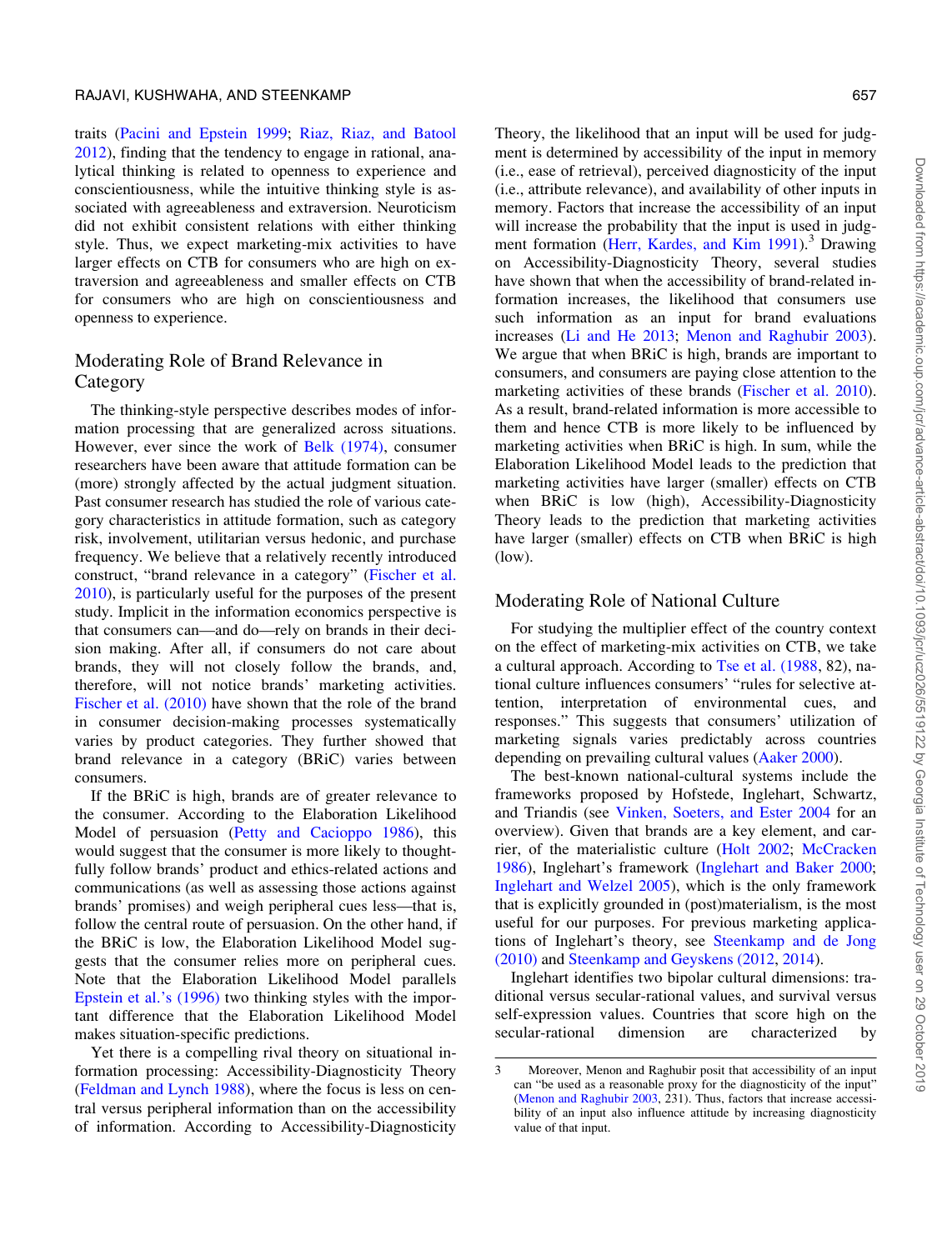traits (Pacini and Epstein 1999; Riaz, Riaz, and Batool 2012), finding that the tendency to engage in rational, analytical thinking is related to openness to experience and conscientiousness, while the intuitive thinking style is associated with agreeableness and extraversion. Neuroticism did not exhibit consistent relations with either thinking style. Thus, we expect marketing-mix activities to have larger effects on CTB for consumers who are high on extraversion and agreeableness and smaller effects on CTB for consumers who are high on conscientiousness and openness to experience.

## Moderating Role of Brand Relevance in Category

The thinking-style perspective describes modes of information processing that are generalized across situations. However, ever since the work of Belk (1974), consumer researchers have been aware that attitude formation can be (more) strongly affected by the actual judgment situation. Past consumer research has studied the role of various category characteristics in attitude formation, such as category risk, involvement, utilitarian versus hedonic, and purchase frequency. We believe that a relatively recently introduced construct, "brand relevance in a category" (Fischer et al. 2010), is particularly useful for the purposes of the present study. Implicit in the information economics perspective is that consumers can—and do—rely on brands in their decision making. After all, if consumers do not care about brands, they will not closely follow the brands, and, therefore, will not notice brands' marketing activities. Fischer et al. (2010) have shown that the role of the brand in consumer decision-making processes systematically varies by product categories. They further showed that brand relevance in a category (BRiC) varies between consumers.

If the BRiC is high, brands are of greater relevance to the consumer. According to the Elaboration Likelihood Model of persuasion (Petty and Cacioppo 1986), this would suggest that the consumer is more likely to thoughtfully follow brands' product and ethics-related actions and communications (as well as assessing those actions against brands' promises) and weigh peripheral cues less—that is, follow the central route of persuasion. On the other hand, if the BRiC is low, the Elaboration Likelihood Model suggests that the consumer relies more on peripheral cues. Note that the Elaboration Likelihood Model parallels Epstein et al.'s (1996) two thinking styles with the important difference that the Elaboration Likelihood Model makes situation-specific predictions.

Yet there is a compelling rival theory on situational information processing: Accessibility-Diagnosticity Theory (Feldman and Lynch 1988), where the focus is less on central versus peripheral information than on the accessibility of information. According to Accessibility-Diagnosticity Theory, the likelihood that an input will be used for judgment is determined by accessibility of the input in memory (i.e., ease of retrieval), perceived diagnosticity of the input (i.e., attribute relevance), and availability of other inputs in memory. Factors that increase the accessibility of an input will increase the probability that the input is used in judgment formation (Herr, Kardes, and Kim 1991).[3] Drawing on Accessibility-Diagnosticity Theory, several studies have shown that when the accessibility of brand-related information increases, the likelihood that consumers use such information as an input for brand evaluations increases (Li and He 2013; Menon and Raghubir 2003). We argue that when BRiC is high, brands are important to consumers, and consumers are paying close attention to the marketing activities of these brands (Fischer et al. 2010). As a result, brand-related information is more accessible to them and hence CTB is more likely to be influenced by marketing activities when BRiC is high. In sum, while the Elaboration Likelihood Model leads to the prediction that marketing activities have larger (smaller) effects on CTB when BRiC is low (high), Accessibility-Diagnosticity Theory leads to the prediction that marketing activities have larger (smaller) effects on CTB when BRiC is high (low).

## Moderating Role of National Culture

For studying the multiplier effect of the country context on the effect of marketing-mix activities on CTB, we take a cultural approach. According to Tse et al. (1988, 82), national culture influences consumers' "rules for selective attention, interpretation of environmental cues, and responses." This suggests that consumers' utilization of marketing signals varies predictably across countries depending on prevailing cultural values (Aaker 2000).

The best-known national-cultural systems include the frameworks proposed by Hofstede, Inglehart, Schwartz, and Triandis (see Vinken, Soeters, and Ester 2004 for an overview). Given that brands are a key element, and carrier, of the materialistic culture (Holt 2002; McCracken 1986), Inglehart's framework (Inglehart and Baker 2000; Inglehart and Welzel 2005), which is the only framework that is explicitly grounded in (post)materialism, is the most useful for our purposes. For previous marketing applications of Inglehart's theory, see Steenkamp and de Jong (2010) and Steenkamp and Geyskens (2012, 2014).

Inglehart identifies two bipolar cultural dimensions: traditional versus secular-rational values, and survival versus self-expression values. Countries that score high on the secular-rational dimension are characterized by

[3] Moreover, Menon and Raghubir posit that accessibility of an input can "be used as a reasonable proxy for the diagnosticity of the input" (Menon and Raghubir 2003, 231). Thus, factors that increase accessibility of an input also influence attitude by increasing diagnosticity value of that input.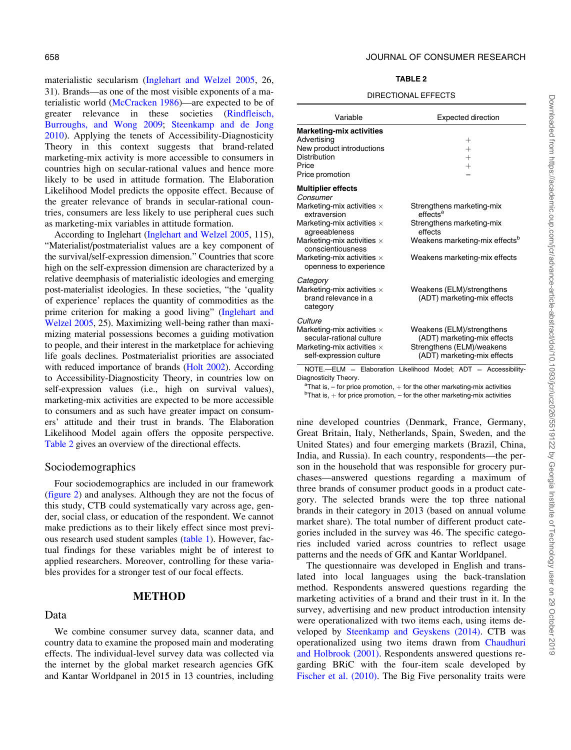materialistic secularism (Inglehart and Welzel 2005, 26, 31). Brands—as one of the most visible exponents of a materialistic world (McCracken 1986)—are expected to be of greater relevance in these societies (Rindfleisch, Burroughs, and Wong 2009; Steenkamp and de Jong 2010). Applying the tenets of Accessibility-Diagnosticity Theory in this context suggests that brand-related marketing-mix activity is more accessible to consumers in countries high on secular-rational values and hence more likely to be used in attitude formation. The Elaboration Likelihood Model predicts the opposite effect. Because of the greater relevance of brands in secular-rational countries, consumers are less likely to use peripheral cues such as marketing-mix variables in attitude formation.

According to Inglehart (Inglehart and Welzel 2005, 115), "Materialist/postmaterialist values are a key component of the survival/self-expression dimension." Countries that score high on the self-expression dimension are characterized by a relative deemphasis of materialistic ideologies and emerging post-materialist ideologies. In these societies, "the 'quality of experience' replaces the quantity of commodities as the prime criterion for making a good living" (Inglehart and Welzel 2005, 25). Maximizing well-being rather than maximizing material possessions becomes a guiding motivation to people, and their interest in the marketplace for achieving life goals declines. Postmaterialist priorities are associated with reduced importance of brands (Holt 2002). According to Accessibility-Diagnosticity Theory, in countries low on self-expression values (i.e., high on survival values), marketing-mix activities are expected to be more accessible to consumers and as such have greater impact on consumers' attitude and their trust in brands. The Elaboration Likelihood Model again offers the opposite perspective. Table 2 gives an overview of the directional effects.

### Sociodemographics

Four sociodemographics are included in our framework (figure 2) and analyses. Although they are not the focus of this study, CTB could systematically vary across age, gender, social class, or education of the respondent. We cannot make predictions as to their likely effect since most previous research used student samples (table 1). However, factual findings for these variables might be of interest to applied researchers. Moreover, controlling for these variables provides for a stronger test of our focal effects.

**TABLE 2**

DIRECTIONAL EFFECTS

| Variable | Expected direction |
|---|---|
| **Marketing-mix activities** | |
| Advertising | + |
| New product introductions | + |
| Distribution | + |
| Price | + |
| Price promotion | – |
| **Multiplier effects** | |
| *Consumer* | |
| Marketing-mix activities × extraversion | Strengthens marketing-mix effects[a] |
| Marketing-mix activities × agreeableness | Strengthens marketing-mix effects |
| Marketing-mix activities × conscientiousness | Weakens marketing-mix effects[b] |
| Marketing-mix activities × openness to experience | Weakens marketing-mix effects |
| *Category* | |
| Marketing-mix activities × brand relevance in a category | Weakens (ELM)/strengthens (ADT) marketing-mix effects |
| *Culture* | |
| Marketing-mix activities × secular-rational culture | Weakens (ELM)/strengthens (ADT) marketing-mix effects |
| Marketing-mix activities × self-expression culture | Strengthens (ELM)/weakens (ADT) marketing-mix effects |

NOTE.—ELM = Elaboration Likelihood Model; ADT = Accessibility-Diagnosticity Theory.

[a]That is, – for price promotion, + for the other marketing-mix activities

[b]That is, + for price promotion, – for the other marketing-mix activities

## METHOD

### Data

We combine consumer survey data, scanner data, and country data to examine the proposed main and moderating effects. The individual-level survey data was collected via the internet by the global market research agencies GfK and Kantar Worldpanel in 2015 in 13 countries, including nine developed countries (Denmark, France, Germany, Great Britain, Italy, Netherlands, Spain, Sweden, and the United States) and four emerging markets (Brazil, China, India, and Russia). In each country, respondents—the person in the household that was responsible for grocery purchases—answered questions regarding a maximum of three brands of consumer product goods in a product category. The selected brands were the top three national brands in their category in 2013 (based on annual volume market share). The total number of different product categories included in the survey was 46. The specific categories included varied across countries to reflect usage patterns and the needs of GfK and Kantar Worldpanel.

The questionnaire was developed in English and translated into local languages using the back-translation method. Respondents answered questions regarding the marketing activities of a brand and their trust in it. In the survey, advertising and new product introduction intensity were operationalized with two items each, using items developed by Steenkamp and Geyskens (2014). CTB was operationalized using two items drawn from Chaudhuri and Holbrook (2001). Respondents answered questions regarding BRiC with the four-item scale developed by Fischer et al. (2010). The Big Five personality traits were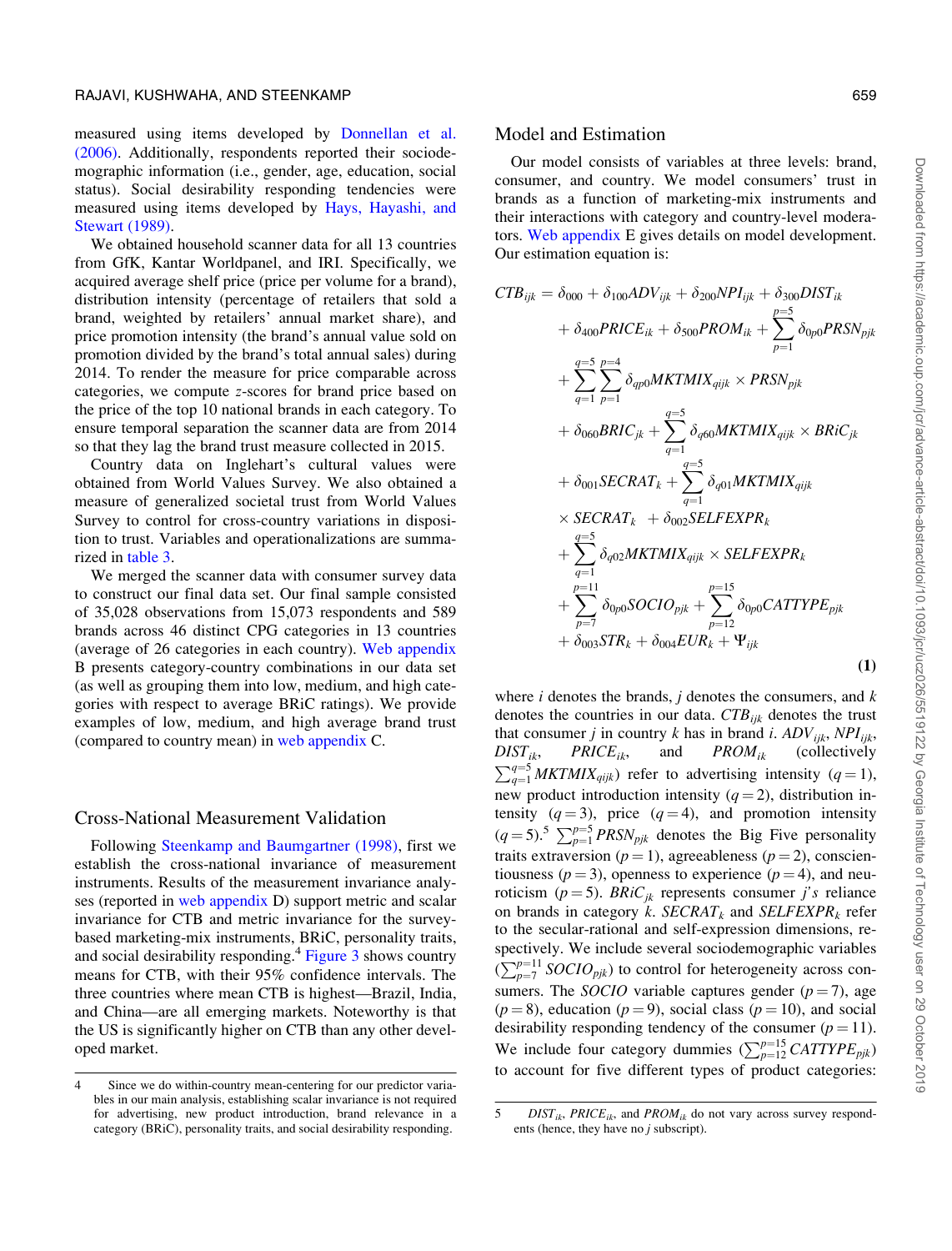measured using items developed by Donnellan et al. (2006). Additionally, respondents reported their sociodemographic information (i.e., gender, age, education, social status). Social desirability responding tendencies were measured using items developed by Hays, Hayashi, and Stewart (1989).

We obtained household scanner data for all 13 countries from GfK, Kantar Worldpanel, and IRI. Specifically, we acquired average shelf price (price per volume for a brand), distribution intensity (percentage of retailers that sold a brand, weighted by retailers' annual market share), and price promotion intensity (the brand's annual value sold on promotion divided by the brand's total annual sales) during 2014. To render the measure for price comparable across categories, we compute $z$-scores for brand price based on the price of the top 10 national brands in each category. To ensure temporal separation the scanner data are from 2014 so that they lag the brand trust measure collected in 2015.

Country data on Inglehart's cultural values were obtained from World Values Survey. We also obtained a measure of generalized societal trust from World Values Survey to control for cross-country variations in disposition to trust. Variables and operationalizations are summarized in table 3.

We merged the scanner data with consumer survey data to construct our final data set. Our final sample consisted of 35,028 observations from 15,073 respondents and 589 brands across 46 distinct CPG categories in 13 countries (average of 26 categories in each country). Web appendix B presents category-country combinations in our data set (as well as grouping them into low, medium, and high categories with respect to average BRiC ratings). We provide examples of low, medium, and high average brand trust (compared to country mean) in web appendix C.

## Cross-National Measurement Validation

Following Steenkamp and Baumgartner (1998), first we establish the cross-national invariance of measurement instruments. Results of the measurement invariance analyses (reported in web appendix D) support metric and scalar invariance for CTB and metric invariance for the survey-based marketing-mix instruments, BRiC, personality traits, and social desirability responding.[4] Figure 3 shows country means for CTB, with their 95% confidence intervals. The three countries where mean CTB is highest—Brazil, India, and China—are all emerging markets. Noteworthy is that the US is significantly higher on CTB than any other developed market.

## Model and Estimation

Our model consists of variables at three levels: brand, consumer, and country. We model consumers' trust in brands as a function of marketing-mix instruments and their interactions with category and country-level moderators. Web appendix E gives details on model development. Our estimation equation is:

$$
\begin{aligned}
CTB_{ijk} = {} & \delta_{000} + \delta_{100}ADV_{ijk} + \delta_{200}NPI_{ijk} + \delta_{300}DIST_{ik} \\
& + \delta_{400}PRICE_{ik} + \delta_{500}PROM_{ik} + \sum_{p=1}^{p=5}\delta_{0p0}PRSN_{pjk} \\
& + \sum_{q=1}^{q=5}\sum_{p=1}^{p=4}\delta_{qp0}MKTMIX_{qijk} \times PRSN_{pjk} \\
& + \delta_{060}BRIC_{jk} + \sum_{q=1}^{q=5}\delta_{q60}MKTMIX_{qijk} \times BRiC_{jk} \\
& + \delta_{001}SECRAT_k + \sum_{q=1}^{q=5}\delta_{q01}MKTMIX_{qijk} \\
& \times SECRAT_k \ + \delta_{002}SELFEXPR_k \\
& + \sum_{q=1}^{q=5}\delta_{q02}MKTMIX_{qijk} \times SELFEXPR_k \\
& + \sum_{p=7}^{p=11}\delta_{0p0}SOCIO_{pjk} + \sum_{p=12}^{p=15}\delta_{0p0}CATTYPE_{pjk} \\
& + \delta_{003}STR_k + \delta_{004}EUR_k + \Psi_{ijk}
\end{aligned} \tag{1}
$$

where $i$ denotes the brands, $j$ denotes the consumers, and $k$ denotes the countries in our data. $CTB_{ijk}$ denotes the trust that consumer $j$ in country $k$ has in brand $i$. $ADV_{ijk}$, $NPI_{ijk}$, $DIST_{ik}$, $PRICE_{ik}$, and $PROM_{ik}$ (collectively $\sum_{q=1}^{q=5}MKTMIX_{qijk}$) refer to advertising intensity ($q=1$), new product introduction intensity ($q=2$), distribution intensity ($q=3$), price ($q=4$), and promotion intensity ($q=5$).[5] $\sum_{p=1}^{p=5}PRSN_{pjk}$ denotes the Big Five personality traits extraversion ($p=1$), agreeableness ($p=2$), conscientiousness ($p=3$), openness to experience ($p=4$), and neuroticism ($p=5$). $BRiC_{jk}$ represents consumer $j$'s reliance on brands in category $k$. $SECRAT_k$ and $SELFEXPR_k$ refer to the secular-rational and self-expression dimensions, respectively. We include several sociodemographic variables ($\sum_{p=7}^{p=11}SOCIO_{pjk}$) to control for heterogeneity across consumers. The $SOCIO$ variable captures gender ($p=7$), age ($p=8$), education ($p=9$), social class ($p=10$), and social desirability responding tendency of the consumer ($p=11$). We include four category dummies ($\sum_{p=12}^{p=15}CATTYPE_{pjk}$) to account for five different types of product categories:

---

[4] Since we do within-country mean-centering for our predictor variables in our main analysis, establishing scalar invariance is not required for advertising, new product introduction, brand relevance in a category (BRiC), personality traits, and social desirability responding.

[5] $DIST_{ik}$, $PRICE_{ik}$, and $PROM_{ik}$ do not vary across survey respondents (hence, they have no $j$ subscript).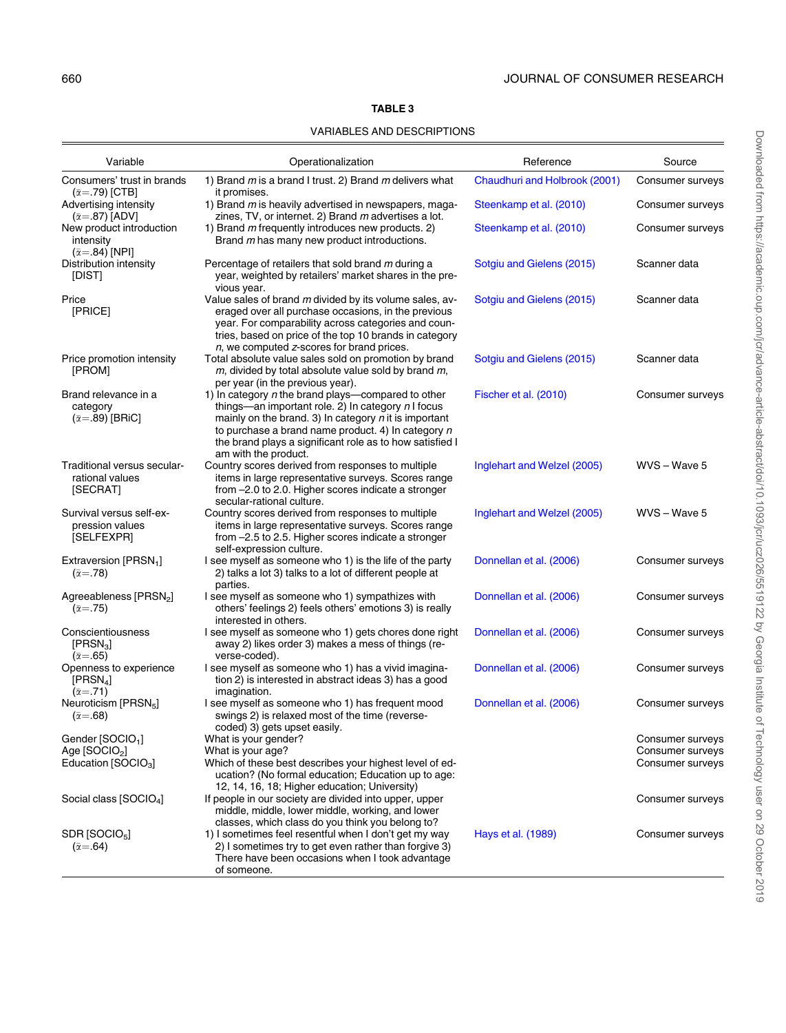**TABLE 3**

VARIABLES AND DESCRIPTIONS

| Variable | Operationalization | Reference | Source |
|---|---|---|---|
| Consumers' trust in brands ($\bar{\alpha}$=.79) [CTB] | 1) Brand *m* is a brand I trust. 2) Brand *m* delivers what it promises. | Chaudhuri and Holbrook (2001) | Consumer surveys |
| Advertising intensity ($\bar{\alpha}$=.87) [ADV] | 1) Brand *m* is heavily advertised in newspapers, magazines, TV, or internet. 2) Brand *m* advertises a lot. | Steenkamp et al. (2010) | Consumer surveys |
| New product introduction intensity ($\bar{\alpha}$=.84) [NPI] | 1) Brand *m* frequently introduces new products. 2) Brand *m* has many new product introductions. | Steenkamp et al. (2010) | Consumer surveys |
| Distribution intensity [DIST] | Percentage of retailers that sold brand *m* during a year, weighted by retailers' market shares in the previous year. | Sotgiu and Gielens (2015) | Scanner data |
| Price [PRICE] | Value sales of brand *m* divided by its volume sales, averaged over all purchase occasions, in the previous year. For comparability across categories and countries, based on price of the top 10 brands in category *n*, we computed *z*-scores for brand prices. | Sotgiu and Gielens (2015) | Scanner data |
| Price promotion intensity [PROM] | Total absolute value sales sold on promotion by brand *m*, divided by total absolute value sold by brand *m*, per year (in the previous year). | Sotgiu and Gielens (2015) | Scanner data |
| Brand relevance in a category ($\bar{\alpha}$=.89) [BRiC] | 1) In category *n* the brand plays—compared to other things—an important role. 2) In category *n* I focus mainly on the brand. 3) In category *n* it is important to purchase a brand name product. 4) In category *n* the brand plays a significant role as to how satisfied I am with the product. | Fischer et al. (2010) | Consumer surveys |
| Traditional versus secular-rational values [SECRAT] | Country scores derived from responses to multiple items in large representative surveys. Scores range from –2.0 to 2.0. Higher scores indicate a stronger secular-rational culture. | Inglehart and Welzel (2005) | WVS – Wave 5 |
| Survival versus self-expression values [SELFEXPR] | Country scores derived from responses to multiple items in large representative surveys. Scores range from –2.5 to 2.5. Higher scores indicate a stronger self-expression culture. | Inglehart and Welzel (2005) | WVS – Wave 5 |
| Extraversion [$PRSN_1$] ($\bar{\alpha}$=.78) | I see myself as someone who 1) is the life of the party 2) talks a lot 3) talks to a lot of different people at parties. | Donnellan et al. (2006) | Consumer surveys |
| Agreeableness [$PRSN_2$] ($\bar{\alpha}$=.75) | I see myself as someone who 1) sympathizes with others' feelings 2) feels others' emotions 3) is really interested in others. | Donnellan et al. (2006) | Consumer surveys |
| Conscientiousness [$PRSN_3$] ($\bar{\alpha}$=.65) | I see myself as someone who 1) gets chores done right away 2) likes order 3) makes a mess of things (reverse-coded). | Donnellan et al. (2006) | Consumer surveys |
| Openness to experience [$PRSN_4$] ($\bar{\alpha}$=.71) | I see myself as someone who 1) has a vivid imagination 2) is interested in abstract ideas 3) has a good imagination. | Donnellan et al. (2006) | Consumer surveys |
| Neuroticism [$PRSN_5$] ($\bar{\alpha}$=.68) | I see myself as someone who 1) has frequent mood swings 2) is relaxed most of the time (reverse-coded) 3) gets upset easily. | Donnellan et al. (2006) | Consumer surveys |
| Gender [$SOCIO_1$] | What is your gender? | | Consumer surveys |
| Age [$SOCIO_2$] | What is your age? | | Consumer surveys |
| Education [$SOCIO_3$] | Which of these best describes your highest level of education? (No formal education; Education up to age: 12, 14, 16, 18; Higher education; University) | | Consumer surveys |
| Social class [$SOCIO_4$] | If people in our society are divided into upper, upper middle, middle, lower middle, working, and lower classes, which class do you think you belong to? | | Consumer surveys |
| SDR [$SOCIO_5$] ($\bar{\alpha}$=.64) | 1) I sometimes feel resentful when I don't get my way 2) I sometimes try to get even rather than forgive 3) There have been occasions when I took advantage of someone. | Hays et al. (1989) | Consumer surveys |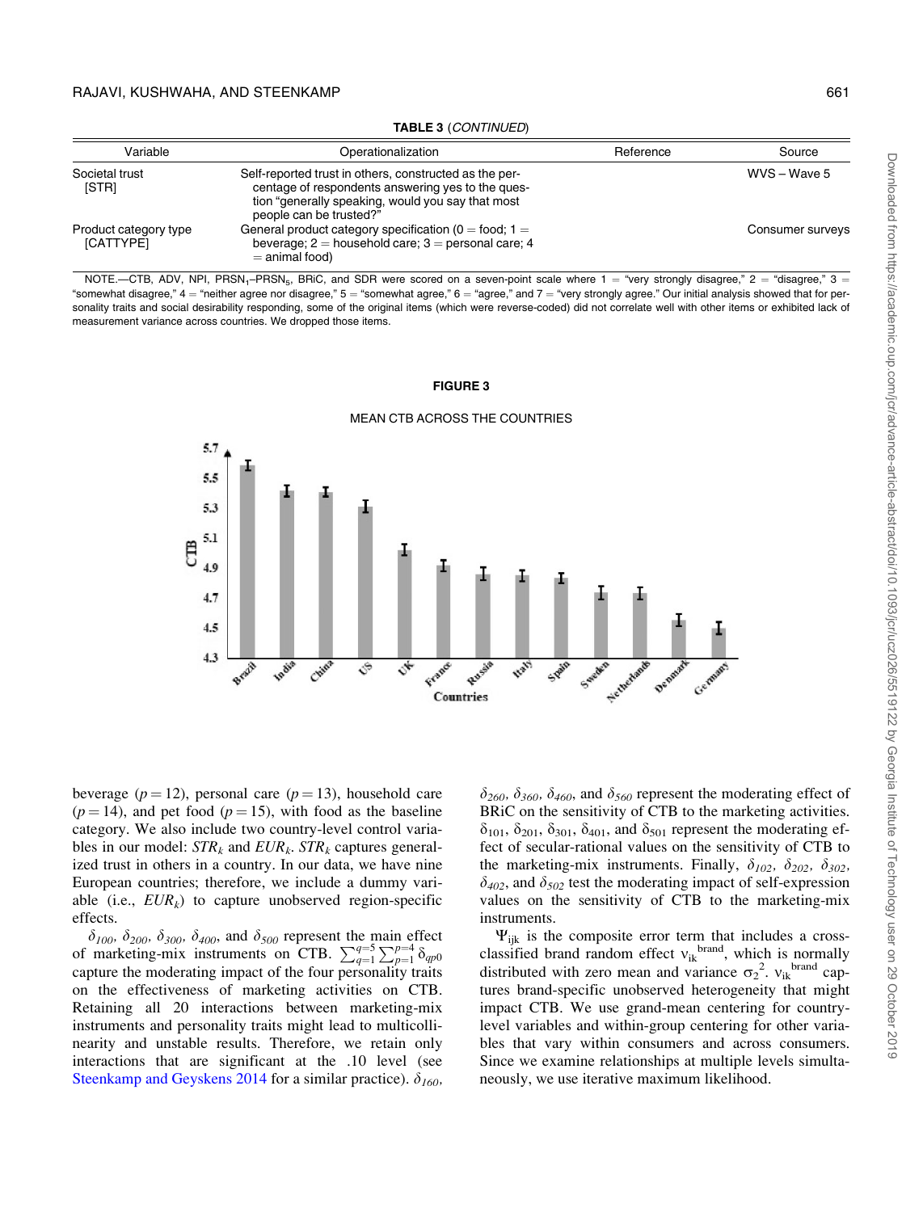**TABLE 3** (*CONTINUED*)

| Variable | Operationalization | Reference | Source |
|---|---|---|---|
| Societal trust [STR] | Self-reported trust in others, constructed as the percentage of respondents answering yes to the question "generally speaking, would you say that most people can be trusted?" | | WVS – Wave 5 |
| Product category type [CATTYPE] | General product category specification (0 = food; 1 = beverage; 2 = household care; 3 = personal care; 4 = animal food) | | Consumer surveys |

NOTE.—CTB, ADV, NPI, $PRSN_1$–$PRSN_5$, BRiC, and SDR were scored on a seven-point scale where 1 = "very strongly disagree," 2 = "disagree," 3 = "somewhat disagree," 4 = "neither agree nor disagree," 5 = "somewhat agree," 6 = "agree," and 7 = "very strongly agree." Our initial analysis showed that for personality traits and social desirability responding, some of the original items (which were reverse-coded) did not correlate well with other items or exhibited lack of measurement variance across countries. We dropped those items.

**FIGURE 3**

MEAN CTB ACROSS THE COUNTRIES

beverage ($p = 12$), personal care ($p = 13$), household care ($p = 14$), and pet food ($p = 15$), with food as the baseline category. We also include two country-level control variables in our model: $STR_k$ and $EUR_k$. $STR_k$ captures generalized trust in others in a country. In our data, we have nine European countries; therefore, we include a dummy variable (i.e., $EUR_k$) to capture unobserved region-specific effects.

$\delta_{100}$, $\delta_{200}$, $\delta_{300}$, $\delta_{400}$, and $\delta_{500}$ represent the main effect of marketing-mix instruments on CTB. $\sum_{q=1}^{q=5}\sum_{p=1}^{p=4}\delta_{qp0}$ capture the moderating impact of the four personality traits on the effectiveness of marketing activities on CTB. Retaining all 20 interactions between marketing-mix instruments and personality traits might lead to multicollinearity and unstable results. Therefore, we retain only interactions that are significant at the .10 level (see Steenkamp and Geyskens 2014 for a similar practice). $\delta_{160}$, $\delta_{260}$, $\delta_{360}$, $\delta_{460}$, and $\delta_{560}$ represent the moderating effect of BRiC on the sensitivity of CTB to the marketing activities. $\delta_{101}$, $\delta_{201}$, $\delta_{301}$, $\delta_{401}$, and $\delta_{501}$ represent the moderating effect of secular-rational values on the sensitivity of CTB to the marketing-mix instruments. Finally, $\delta_{102}$, $\delta_{202}$, $\delta_{302}$, $\delta_{402}$, and $\delta_{502}$ test the moderating impact of self-expression values on the sensitivity of CTB to the marketing-mix instruments.

$\Psi_{ijk}$ is the composite error term that includes a cross-classified brand random effect $\nu_{ik}^{brand}$, which is normally distributed with zero mean and variance $\sigma_2^2$. $\nu_{ik}^{brand}$ captures brand-specific unobserved heterogeneity that might impact CTB. We use grand-mean centering for country-level variables and within-group centering for other variables that vary within consumers and across consumers. Since we examine relationships at multiple levels simultaneously, we use iterative maximum likelihood.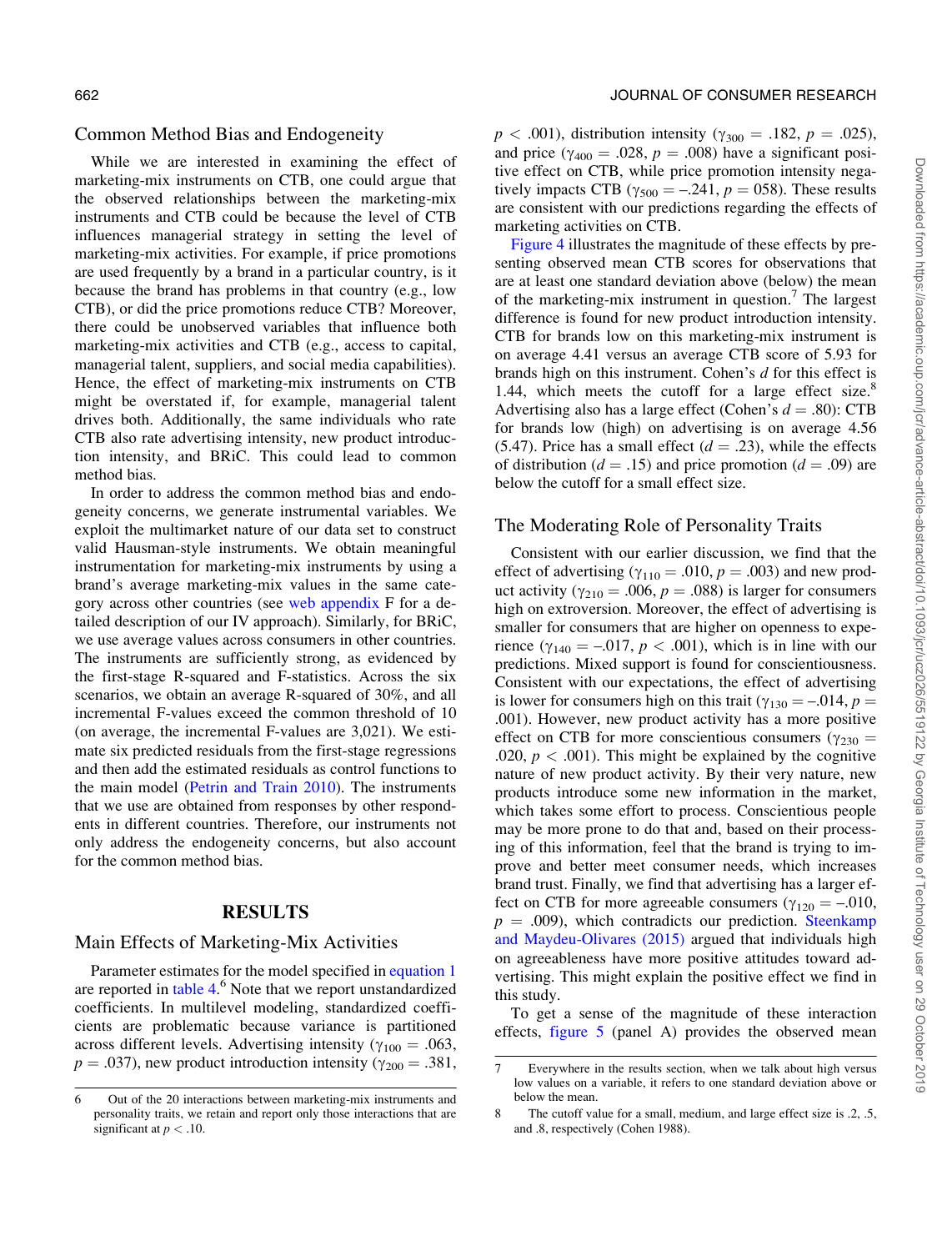## Common Method Bias and Endogeneity

While we are interested in examining the effect of marketing-mix instruments on CTB, one could argue that the observed relationships between the marketing-mix instruments and CTB could be because the level of CTB influences managerial strategy in setting the level of marketing-mix activities. For example, if price promotions are used frequently by a brand in a particular country, is it because the brand has problems in that country (e.g., low CTB), or did the price promotions reduce CTB? Moreover, there could be unobserved variables that influence both marketing-mix activities and CTB (e.g., access to capital, managerial talent, suppliers, and social media capabilities). Hence, the effect of marketing-mix instruments on CTB might be overstated if, for example, managerial talent drives both. Additionally, the same individuals who rate CTB also rate advertising intensity, new product introduction intensity, and BRiC. This could lead to common method bias.

In order to address the common method bias and endogeneity concerns, we generate instrumental variables. We exploit the multimarket nature of our data set to construct valid Hausman-style instruments. We obtain meaningful instrumentation for marketing-mix instruments by using a brand's average marketing-mix values in the same category across other countries (see web appendix F for a detailed description of our IV approach). Similarly, for BRiC, we use average values across consumers in other countries. The instruments are sufficiently strong, as evidenced by the first-stage R-squared and F-statistics. Across the six scenarios, we obtain an average R-squared of 30%, and all incremental F-values exceed the common threshold of 10 (on average, the incremental F-values are 3,021). We estimate six predicted residuals from the first-stage regressions and then add the estimated residuals as control functions to the main model (Petrin and Train 2010). The instruments that we use are obtained from responses by other respondents in different countries. Therefore, our instruments not only address the endogeneity concerns, but also account for the common method bias.

# RESULTS

## Main Effects of Marketing-Mix Activities

Parameter estimates for the model specified in equation 1 are reported in table 4.[6] Note that we report unstandardized coefficients. In multilevel modeling, standardized coefficients are problematic because variance is partitioned across different levels. Advertising intensity ($\gamma_{100}$ = .063, $p$ = .037), new product introduction intensity ($\gamma_{200}$ = .381, $p$ < .001), distribution intensity ($\gamma_{300}$ = .182, $p$ = .025), and price ($\gamma_{400}$ = .028, $p$ = .008) have a significant positive effect on CTB, while price promotion intensity negatively impacts CTB ($\gamma_{500}$ = –.241, $p$ = 058). These results are consistent with our predictions regarding the effects of marketing activities on CTB.

Figure 4 illustrates the magnitude of these effects by presenting observed mean CTB scores for observations that are at least one standard deviation above (below) the mean of the marketing-mix instrument in question.[7] The largest difference is found for new product introduction intensity. CTB for brands low on this marketing-mix instrument is on average 4.41 versus an average CTB score of 5.93 for brands high on this instrument. Cohen's $d$ for this effect is 1.44, which meets the cutoff for a large effect size.[8] Advertising also has a large effect (Cohen's $d$ = .80): CTB for brands low (high) on advertising is on average 4.56 (5.47). Price has a small effect ($d$ = .23), while the effects of distribution ($d$ = .15) and price promotion ($d$ = .09) are below the cutoff for a small effect size.

## The Moderating Role of Personality Traits

Consistent with our earlier discussion, we find that the effect of advertising ($\gamma_{110}$ = .010, $p$ = .003) and new product activity ($\gamma_{210}$ = .006, $p$ = .088) is larger for consumers high on extroversion. Moreover, the effect of advertising is smaller for consumers that are higher on openness to experience ($\gamma_{140}$ = –.017, $p$ < .001), which is in line with our predictions. Mixed support is found for conscientiousness. Consistent with our expectations, the effect of advertising is lower for consumers high on this trait ($\gamma_{130}$ = –.014, $p$ = .001). However, new product activity has a more positive effect on CTB for more conscientious consumers ($\gamma_{230}$ = .020, $p$ < .001). This might be explained by the cognitive nature of new product activity. By their very nature, new products introduce some new information in the market, which takes some effort to process. Conscientious people may be more prone to do that and, based on their processing of this information, feel that the brand is trying to improve and better meet consumer needs, which increases brand trust. Finally, we find that advertising has a larger effect on CTB for more agreeable consumers ($\gamma_{120}$ = –.010, $p$ = .009), which contradicts our prediction. Steenkamp and Maydeu-Olivares (2015) argued that individuals high on agreeableness have more positive attitudes toward advertising. This might explain the positive effect we find in this study.

To get a sense of the magnitude of these interaction effects, figure 5 (panel A) provides the observed mean

6 Out of the 20 interactions between marketing-mix instruments and personality traits, we retain and report only those interactions that are significant at $p$ < .10.

7 Everywhere in the results section, when we talk about high versus low values on a variable, it refers to one standard deviation above or below the mean.

8 The cutoff value for a small, medium, and large effect size is .2, .5, and .8, respectively (Cohen 1988).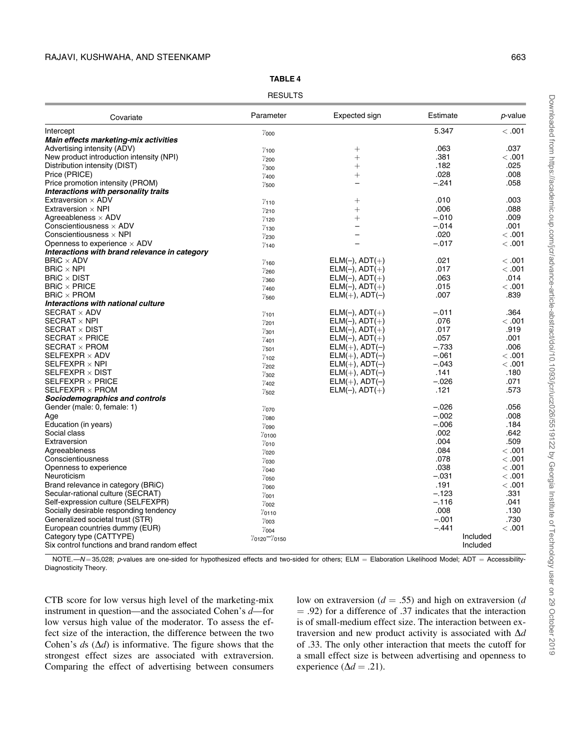**TABLE 4**

RESULTS

| Covariate | Parameter | Expected sign | Estimate | *p*-value |
|---|---|---|---|---|
| Intercept | $\gamma_{000}$ | | 5.347 | < .001 |
| ***Main effects marketing-mix activities*** | | | | |
| Advertising intensity (ADV) | $\gamma_{100}$ | + | .063 | .037 |
| New product introduction intensity (NPI) | $\gamma_{200}$ | + | .381 | < .001 |
| Distribution intensity (DIST) | $\gamma_{300}$ | + | .182 | .025 |
| Price (PRICE) | $\gamma_{400}$ | + | .028 | .008 |
| Price promotion intensity (PROM) | $\gamma_{500}$ | – | –.241 | .058 |
| ***Interactions with personality traits*** | | | | |
| Extraversion × ADV | $\gamma_{110}$ | + | .010 | .003 |
| Extraversion × NPI | $\gamma_{210}$ | + | .006 | .088 |
| Agreeableness × ADV | $\gamma_{120}$ | + | –.010 | .009 |
| Conscientiousness × ADV | $\gamma_{130}$ | – | –.014 | .001 |
| Conscientiousness × NPI | $\gamma_{230}$ | – | .020 | < .001 |
| Openness to experience × ADV | $\gamma_{140}$ | – | –.017 | < .001 |
| ***Interactions with brand relevance in category*** | | | | |
| BRiC × ADV | $\gamma_{160}$ | ELM(–), ADT(+) | .021 | < .001 |
| BRiC × NPI | $\gamma_{260}$ | ELM(–), ADT(+) | .017 | < .001 |
| BRiC × DIST | $\gamma_{360}$ | ELM(–), ADT(+) | .063 | .014 |
| BRiC × PRICE | $\gamma_{460}$ | ELM(–), ADT(+) | .015 | < .001 |
| BRiC × PROM | $\gamma_{560}$ | ELM(+), ADT(–) | .007 | .839 |
| ***Interactions with national culture*** | | | | |
| SECRAT × ADV | $\gamma_{101}$ | ELM(–), ADT(+) | –.011 | .364 |
| SECRAT × NPI | $\gamma_{201}$ | ELM(–), ADT(+) | .076 | < .001 |
| SECRAT × DIST | $\gamma_{301}$ | ELM(–), ADT(+) | .017 | .919 |
| SECRAT × PRICE | $\gamma_{401}$ | ELM(–), ADT(+) | .057 | .001 |
| SECRAT × PROM | $\gamma_{501}$ | ELM(+), ADT(–) | –.733 | .006 |
| SELFEXPR × ADV | $\gamma_{102}$ | ELM(+), ADT(–) | –.061 | < .001 |
| SELFEXPR × NPI | $\gamma_{202}$ | ELM(+), ADT(–) | –.043 | < .001 |
| SELFEXPR × DIST | $\gamma_{302}$ | ELM(+), ADT(–) | .141 | .180 |
| SELFEXPR × PRICE | $\gamma_{402}$ | ELM(+), ADT(–) | –.026 | .071 |
| SELFEXPR × PROM | $\gamma_{502}$ | ELM(–), ADT(+) | .121 | .573 |
| ***Sociodemographics and controls*** | | | | |
| Gender (male: 0, female: 1) | $\gamma_{070}$ | | –.026 | .056 |
| Age | $\gamma_{080}$ | | –.002 | .008 |
| Education (in years) | $\gamma_{090}$ | | –.006 | .184 |
| Social class | $\gamma_{0100}$ | | .002 | .642 |
| Extraversion | $\gamma_{010}$ | | .004 | .509 |
| Agreeableness | $\gamma_{020}$ | | .084 | < .001 |
| Conscientiousness | $\gamma_{030}$ | | .078 | < .001 |
| Openness to experience | $\gamma_{040}$ | | .038 | < .001 |
| Neuroticism | $\gamma_{050}$ | | –.031 | < .001 |
| Brand relevance in category (BRiC) | $\gamma_{060}$ | | .191 | < .001 |
| Secular-rational culture (SECRAT) | $\gamma_{001}$ | | –.123 | .331 |
| Self-expression culture (SELFEXPR) | $\gamma_{002}$ | | –.116 | .041 |
| Socially desirable responding tendency | $\gamma_{0110}$ | | .008 | .130 |
| Generalized societal trust (STR) | $\gamma_{003}$ | | –.001 | .730 |
| European countries dummy (EUR) | $\gamma_{004}$ | | –.441 | < .001 |
| Category type (CATTYPE) | $\gamma_{0120}$–$\gamma_{0150}$ | | Included | |
| Six control functions and brand random effect | | | Included | |

NOTE.—$N$ = 35,028; *p*-values are one-sided for hypothesized effects and two-sided for others; ELM = Elaboration Likelihood Model; ADT = Accessibility-Diagnosticity Theory.

CTB score for low versus high level of the marketing-mix instrument in question—and the associated Cohen's *d*—for low versus high value of the moderator. To assess the effect size of the interaction, the difference between the two Cohen's *d*s ($\Delta d$) is informative. The figure shows that the strongest effect sizes are associated with extraversion. Comparing the effect of advertising between consumers low on extraversion ($d$ = .55) and high on extraversion ($d$ = .92) for a difference of .37 indicates that the interaction is of small-medium effect size. The interaction between extraversion and new product activity is associated with $\Delta d$ of .33. The only other interaction that meets the cutoff for a small effect size is between advertising and openness to experience ($\Delta d$ = .21).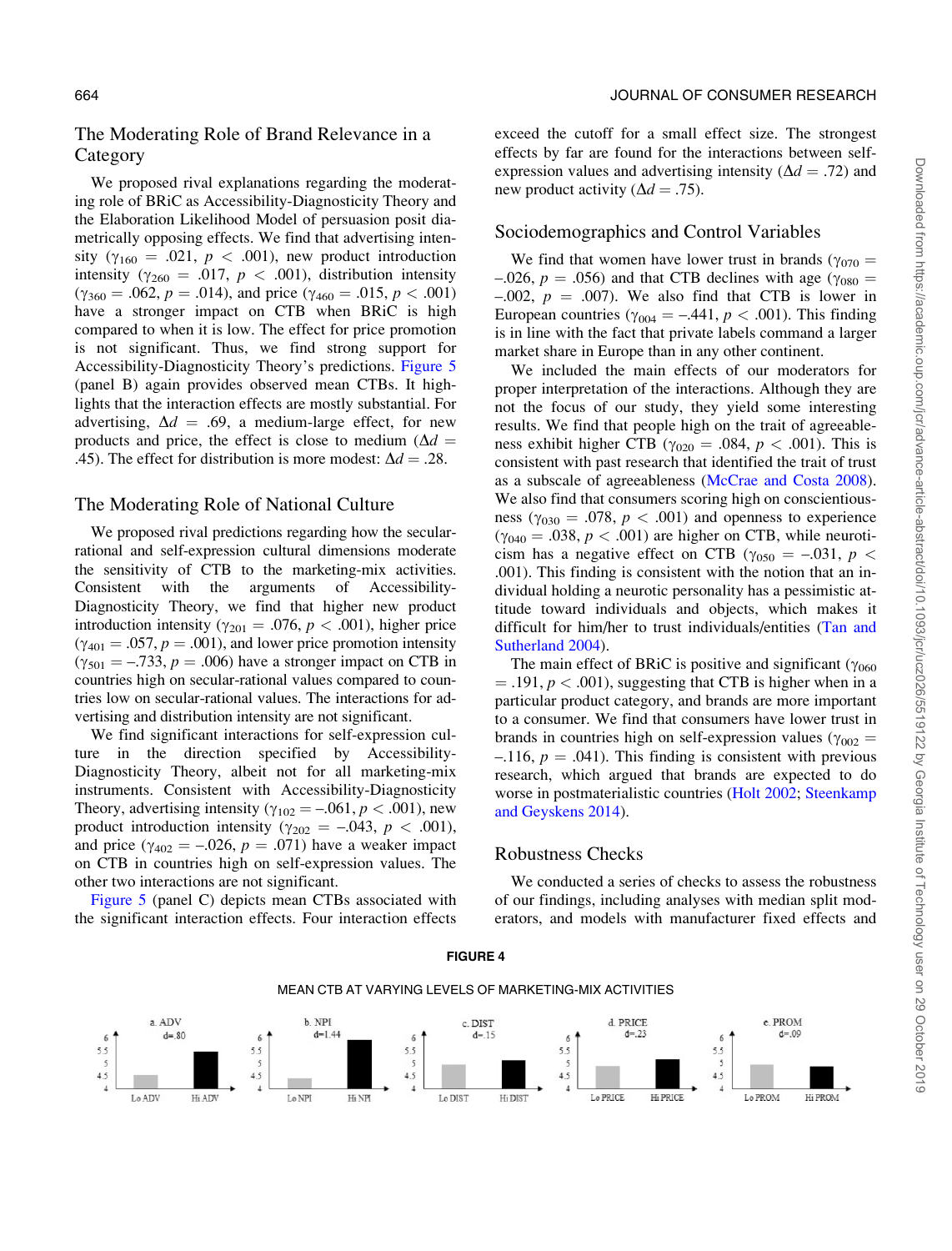## The Moderating Role of Brand Relevance in a Category

We proposed rival explanations regarding the moderating role of BRiC as Accessibility-Diagnosticity Theory and the Elaboration Likelihood Model of persuasion posit diametrically opposing effects. We find that advertising intensity ($\gamma_{160}$ = .021, $p$ < .001), new product introduction intensity ($\gamma_{260}$ = .017, $p$ < .001), distribution intensity ($\gamma_{360}$ = .062, $p$ = .014), and price ($\gamma_{460}$ = .015, $p$ < .001) have a stronger impact on CTB when BRiC is high compared to when it is low. The effect for price promotion is not significant. Thus, we find strong support for Accessibility-Diagnosticity Theory's predictions. Figure 5 (panel B) again provides observed mean CTBs. It highlights that the interaction effects are mostly substantial. For advertising, $\Delta d$ = .69, a medium-large effect, for new products and price, the effect is close to medium ($\Delta d$ = .45). The effect for distribution is more modest: $\Delta d$ = .28.

## The Moderating Role of National Culture

We proposed rival predictions regarding how the secular-rational and self-expression cultural dimensions moderate the sensitivity of CTB to the marketing-mix activities. Consistent with the arguments of Accessibility-Diagnosticity Theory, we find that higher new product introduction intensity ($\gamma_{201}$ = .076, $p$ < .001), higher price ($\gamma_{401}$ = .057, $p$ = .001), and lower price promotion intensity ($\gamma_{501}$ = –.733, $p$ = .006) have a stronger impact on CTB in countries high on secular-rational values compared to countries low on secular-rational values. The interactions for advertising and distribution intensity are not significant.

We find significant interactions for self-expression culture in the direction specified by Accessibility-Diagnosticity Theory, albeit not for all marketing-mix instruments. Consistent with Accessibility-Diagnosticity Theory, advertising intensity ($\gamma_{102}$ = –.061, $p$ < .001), new product introduction intensity ($\gamma_{202}$ = –.043, $p$ < .001), and price ($\gamma_{402}$ = –.026, $p$ = .071) have a weaker impact on CTB in countries high on self-expression values. The other two interactions are not significant.

Figure 5 (panel C) depicts mean CTBs associated with the significant interaction effects. Four interaction effects exceed the cutoff for a small effect size. The strongest effects by far are found for the interactions between self-expression values and advertising intensity ($\Delta d$ = .72) and new product activity ($\Delta d$ = .75).

## Sociodemographics and Control Variables

We find that women have lower trust in brands ($\gamma_{070}$ = –.026, $p$ = .056) and that CTB declines with age ($\gamma_{080}$ = –.002, $p$ = .007). We also find that CTB is lower in European countries ($\gamma_{004}$ = –.441, $p$ < .001). This finding is in line with the fact that private labels command a larger market share in Europe than in any other continent.

We included the main effects of our moderators for proper interpretation of the interactions. Although they are not the focus of our study, they yield some interesting results. We find that people high on the trait of agreeableness exhibit higher CTB ($\gamma_{020}$ = .084, $p$ < .001). This is consistent with past research that identified the trait of trust as a subscale of agreeableness (McCrae and Costa 2008). We also find that consumers scoring high on conscientiousness ($\gamma_{030}$ = .078, $p$ < .001) and openness to experience ($\gamma_{040}$ = .038, $p$ < .001) are higher on CTB, while neuroticism has a negative effect on CTB ($\gamma_{050}$ = –.031, $p$ < .001). This finding is consistent with the notion that an individual holding a neurotic personality has a pessimistic attitude toward individuals and objects, which makes it difficult for him/her to trust individuals/entities (Tan and Sutherland 2004).

The main effect of BRiC is positive and significant ($\gamma_{060}$ = .191, $p$ < .001), suggesting that CTB is higher when in a particular product category, and brands are more important to a consumer. We find that consumers have lower trust in brands in countries high on self-expression values ($\gamma_{002}$ = –.116, $p$ = .041). This finding is consistent with previous research, which argued that brands are expected to do worse in postmaterialistic countries (Holt 2002; Steenkamp and Geyskens 2014).

## Robustness Checks

We conducted a series of checks to assess the robustness of our findings, including analyses with median split moderators, and models with manufacturer fixed effects and

**FIGURE 4**

MEAN CTB AT VARYING LEVELS OF MARKETING-MIX ACTIVITIES

| Panel | Effect size | Bars |
|---|---|---|
| a. ADV | d=.80 | Lo ADV, Hi ADV |
| b. NPI | d=1.44 | Lo NPI, Hi NPI |
| c. DIST | d=.15 | Lo DIST, Hi DIST |
| d. PRICE | d=.23 | Lo PRICE, Hi PRICE |
| e. PROM | d=.09 | Lo PROM, Hi PROM |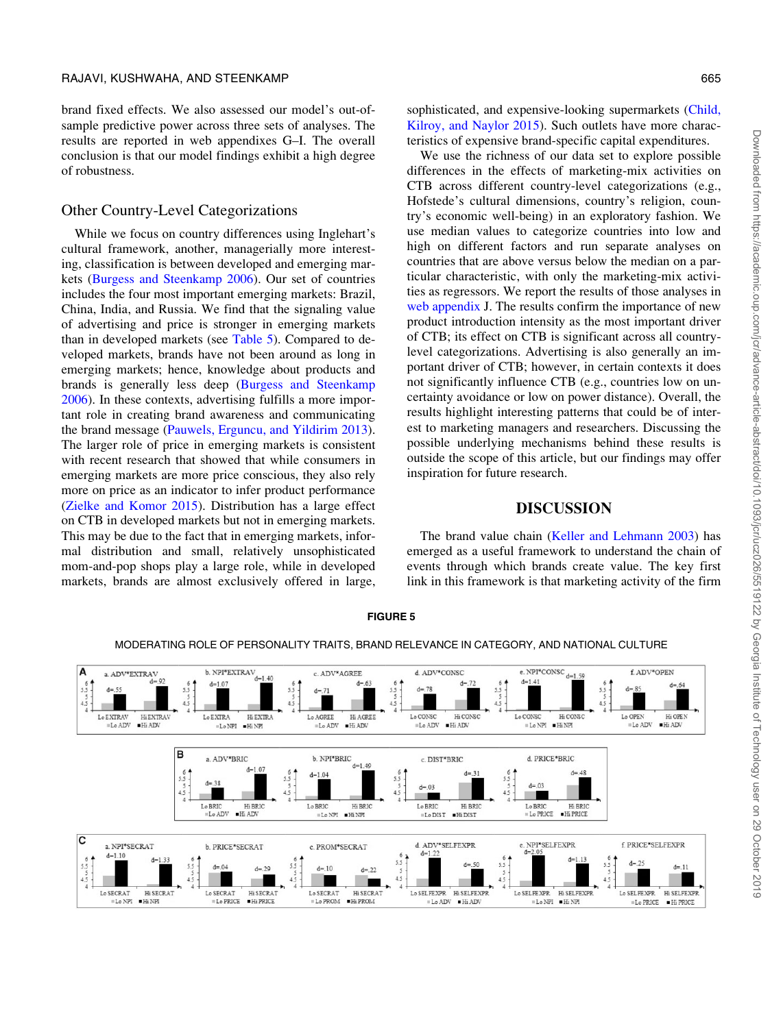brand fixed effects. We also assessed our model's out-of-sample predictive power across three sets of analyses. The results are reported in web appendixes G–I. The overall conclusion is that our model findings exhibit a high degree of robustness.

## Other Country-Level Categorizations

While we focus on country differences using Inglehart's cultural framework, another, managerially more interesting, classification is between developed and emerging markets (Burgess and Steenkamp 2006). Our set of countries includes the four most important emerging markets: Brazil, China, India, and Russia. We find that the signaling value of advertising and price is stronger in emerging markets than in developed markets (see Table 5). Compared to developed markets, brands have not been around as long in emerging markets; hence, knowledge about products and brands is generally less deep (Burgess and Steenkamp 2006). In these contexts, advertising fulfills a more important role in creating brand awareness and communicating the brand message (Pauwels, Erguncu, and Yildirim 2013). The larger role of price in emerging markets is consistent with recent research that showed that while consumers in emerging markets are more price conscious, they also rely more on price as an indicator to infer product performance (Zielke and Komor 2015). Distribution has a large effect on CTB in developed markets but not in emerging markets. This may be due to the fact that in emerging markets, informal distribution and small, relatively unsophisticated mom-and-pop shops play a large role, while in developed markets, brands are almost exclusively offered in large, sophisticated, and expensive-looking supermarkets (Child, Kilroy, and Naylor 2015). Such outlets have more characteristics of expensive brand-specific capital expenditures.

We use the richness of our data set to explore possible differences in the effects of marketing-mix activities on CTB across different country-level categorizations (e.g., Hofstede's cultural dimensions, country's religion, country's economic well-being) in an exploratory fashion. We use median values to categorize countries into low and high on different factors and run separate analyses on countries that are above versus below the median on a particular characteristic, with only the marketing-mix activities as regressors. We report the results of those analyses in web appendix J. The results confirm the importance of new product introduction intensity as the most important driver of CTB; its effect on CTB is significant across all country-level categorizations. Advertising is also generally an important driver of CTB; however, in certain contexts it does not significantly influence CTB (e.g., countries low on uncertainty avoidance or low on power distance). Overall, the results highlight interesting patterns that could be of interest to marketing managers and researchers. Discussing the possible underlying mechanisms behind these results is outside the scope of this article, but our findings may offer inspiration for future research.

## DISCUSSION

The brand value chain (Keller and Lehmann 2003) has emerged as a useful framework to understand the chain of events through which brands create value. The key first link in this framework is that marketing activity of the firm

**FIGURE 5**

MODERATING ROLE OF PERSONALITY TRAITS, BRAND RELEVANCE IN CATEGORY, AND NATIONAL CULTURE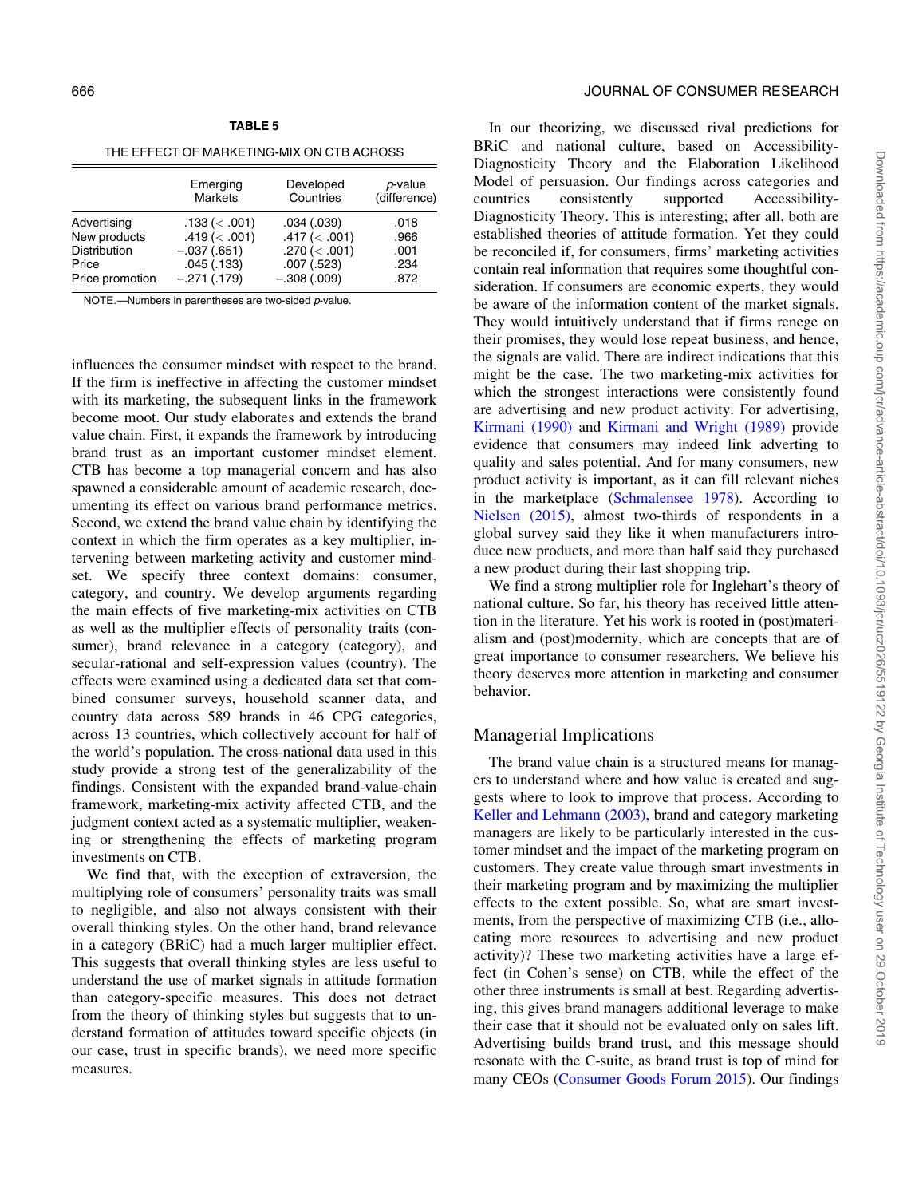**TABLE 5**

THE EFFECT OF MARKETING-MIX ON CTB ACROSS

| | Emerging Markets | Developed Countries | *p*-value (difference) |
|---|---|---|---|
| Advertising | .133 (< .001) | .034 (.039) | .018 |
| New products | .419 (< .001) | .417 (< .001) | .966 |
| Distribution | −.037 (.651) | .270 (< .001) | .001 |
| Price | .045 (.133) | .007 (.523) | .234 |
| Price promotion | −.271 (.179) | −.308 (.009) | .872 |

NOTE.—Numbers in parentheses are two-sided *p*-value.

influences the consumer mindset with respect to the brand. If the firm is ineffective in affecting the customer mindset with its marketing, the subsequent links in the framework become moot. Our study elaborates and extends the brand value chain. First, it expands the framework by introducing brand trust as an important customer mindset element. CTB has become a top managerial concern and has also spawned a considerable amount of academic research, documenting its effect on various brand performance metrics. Second, we extend the brand value chain by identifying the context in which the firm operates as a key multiplier, intervening between marketing activity and customer mindset. We specify three context domains: consumer, category, and country. We develop arguments regarding the main effects of five marketing-mix activities on CTB as well as the multiplier effects of personality traits (consumer), brand relevance in a category (category), and secular-rational and self-expression values (country). The effects were examined using a dedicated data set that combined consumer surveys, household scanner data, and country data across 589 brands in 46 CPG categories, across 13 countries, which collectively account for half of the world's population. The cross-national data used in this study provide a strong test of the generalizability of the findings. Consistent with the expanded brand-value-chain framework, marketing-mix activity affected CTB, and the judgment context acted as a systematic multiplier, weakening or strengthening the effects of marketing program investments on CTB.

We find that, with the exception of extraversion, the multiplying role of consumers' personality traits was small to negligible, and also not always consistent with their overall thinking styles. On the other hand, brand relevance in a category (BRiC) had a much larger multiplier effect. This suggests that overall thinking styles are less useful to understand the use of market signals in attitude formation than category-specific measures. This does not detract from the theory of thinking styles but suggests that to understand formation of attitudes toward specific objects (in our case, trust in specific brands), we need more specific measures.

In our theorizing, we discussed rival predictions for BRiC and national culture, based on Accessibility-Diagnosticity Theory and the Elaboration Likelihood Model of persuasion. Our findings across categories and countries consistently supported Accessibility-Diagnosticity Theory. This is interesting; after all, both are established theories of attitude formation. Yet they could be reconciled if, for consumers, firms' marketing activities contain real information that requires some thoughtful consideration. If consumers are economic experts, they would be aware of the information content of the market signals. They would intuitively understand that if firms renege on their promises, they would lose repeat business, and hence, the signals are valid. There are indirect indications that this might be the case. The two marketing-mix activities for which the strongest interactions were consistently found are advertising and new product activity. For advertising, Kirmani (1990) and Kirmani and Wright (1989) provide evidence that consumers may indeed link adverting to quality and sales potential. And for many consumers, new product activity is important, as it can fill relevant niches in the marketplace (Schmalensee 1978). According to Nielsen (2015), almost two-thirds of respondents in a global survey said they like it when manufacturers introduce new products, and more than half said they purchased a new product during their last shopping trip.

We find a strong multiplier role for Inglehart's theory of national culture. So far, his theory has received little attention in the literature. Yet his work is rooted in (post)materialism and (post)modernity, which are concepts that are of great importance to consumer researchers. We believe his theory deserves more attention in marketing and consumer behavior.

## Managerial Implications

The brand value chain is a structured means for managers to understand where and how value is created and suggests where to look to improve that process. According to Keller and Lehmann (2003), brand and category marketing managers are likely to be particularly interested in the customer mindset and the impact of the marketing program on customers. They create value through smart investments in their marketing program and by maximizing the multiplier effects to the extent possible. So, what are smart investments, from the perspective of maximizing CTB (i.e., allocating more resources to advertising and new product activity)? These two marketing activities have a large effect (in Cohen's sense) on CTB, while the effect of the other three instruments is small at best. Regarding advertising, this gives brand managers additional leverage to make their case that it should not be evaluated only on sales lift. Advertising builds brand trust, and this message should resonate with the C-suite, as brand trust is top of mind for many CEOs (Consumer Goods Forum 2015). Our findings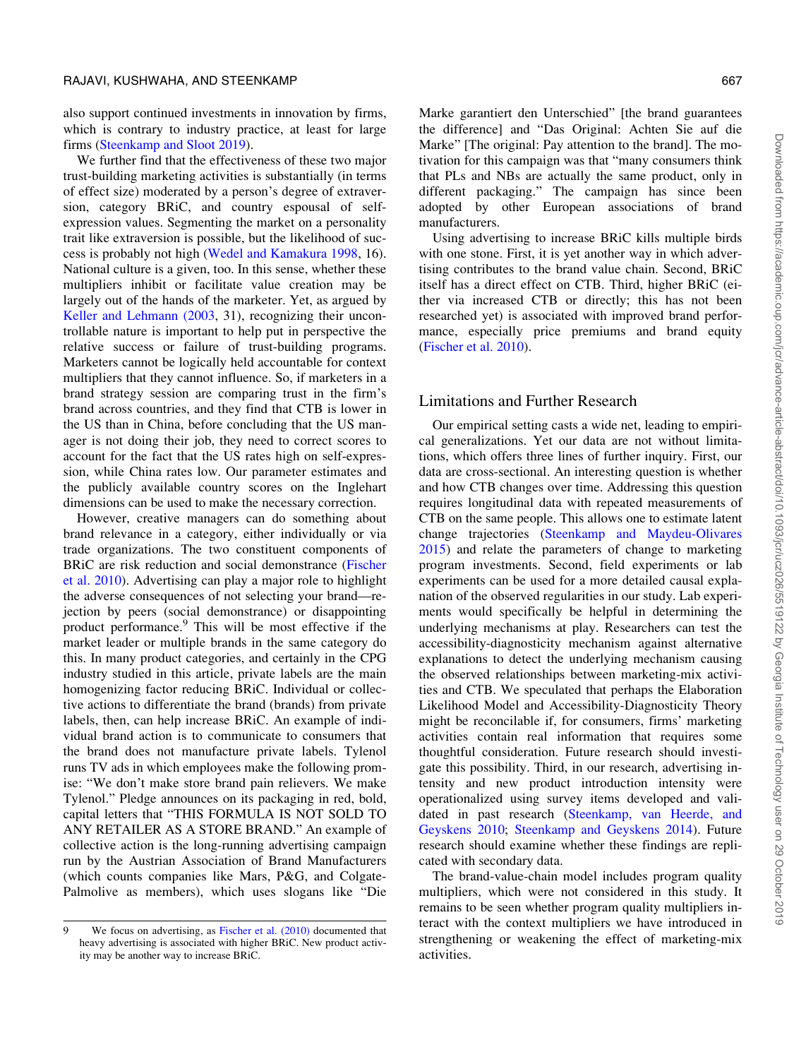also support continued investments in innovation by firms, which is contrary to industry practice, at least for large firms (Steenkamp and Sloot 2019).

We further find that the effectiveness of these two major trust-building marketing activities is substantially (in terms of effect size) moderated by a person's degree of extraversion, category BRiC, and country espousal of self-expression values. Segmenting the market on a personality trait like extraversion is possible, but the likelihood of success is probably not high (Wedel and Kamakura 1998, 16). National culture is a given, too. In this sense, whether these multipliers inhibit or facilitate value creation may be largely out of the hands of the marketer. Yet, as argued by Keller and Lehmann (2003, 31), recognizing their uncontrollable nature is important to help put in perspective the relative success or failure of trust-building programs. Marketers cannot be logically held accountable for context multipliers that they cannot influence. So, if marketers in a brand strategy session are comparing trust in the firm's brand across countries, and they find that CTB is lower in the US than in China, before concluding that the US manager is not doing their job, they need to correct scores to account for the fact that the US rates high on self-expression, while China rates low. Our parameter estimates and the publicly available country scores on the Inglehart dimensions can be used to make the necessary correction.

However, creative managers can do something about brand relevance in a category, either individually or via trade organizations. The two constituent components of BRiC are risk reduction and social demonstrance (Fischer et al. 2010). Advertising can play a major role to highlight the adverse consequences of not selecting your brand—rejection by peers (social demonstrance) or disappointing product performance.[9] This will be most effective if the market leader or multiple brands in the same category do this. In many product categories, and certainly in the CPG industry studied in this article, private labels are the main homogenizing factor reducing BRiC. Individual or collective actions to differentiate the brand (brands) from private labels, then, can help increase BRiC. An example of individual brand action is to communicate to consumers that the brand does not manufacture private labels. Tylenol runs TV ads in which employees make the following promise: "We don't make store brand pain relievers. We make Tylenol." Pledge announces on its packaging in red, bold, capital letters that "THIS FORMULA IS NOT SOLD TO ANY RETAILER AS A STORE BRAND." An example of collective action is the long-running advertising campaign run by the Austrian Association of Brand Manufacturers (which counts companies like Mars, P&G, and Colgate-Palmolive as members), which uses slogans like "Die Marke garantiert den Unterschied" [the brand guarantees the difference] and "Das Original: Achten Sie auf die Marke" [The original: Pay attention to the brand]. The motivation for this campaign was that "many consumers think that PLs and NBs are actually the same product, only in different packaging." The campaign has since been adopted by other European associations of brand manufacturers.

Using advertising to increase BRiC kills multiple birds with one stone. First, it is yet another way in which advertising contributes to the brand value chain. Second, BRiC itself has a direct effect on CTB. Third, higher BRiC (either via increased CTB or directly; this has not been researched yet) is associated with improved brand performance, especially price premiums and brand equity (Fischer et al. 2010).

## Limitations and Further Research

Our empirical setting casts a wide net, leading to empirical generalizations. Yet our data are not without limitations, which offers three lines of further inquiry. First, our data are cross-sectional. An interesting question is whether and how CTB changes over time. Addressing this question requires longitudinal data with repeated measurements of CTB on the same people. This allows one to estimate latent change trajectories (Steenkamp and Maydeu-Olivares 2015) and relate the parameters of change to marketing program investments. Second, field experiments or lab experiments can be used for a more detailed causal explanation of the observed regularities in our study. Lab experiments would specifically be helpful in determining the underlying mechanisms at play. Researchers can test the accessibility-diagnosticity mechanism against alternative explanations to detect the underlying mechanism causing the observed relationships between marketing-mix activities and CTB. We speculated that perhaps the Elaboration Likelihood Model and Accessibility-Diagnosticity Theory might be reconcilable if, for consumers, firms' marketing activities contain real information that requires some thoughtful consideration. Future research should investigate this possibility. Third, in our research, advertising intensity and new product introduction intensity were operationalized using survey items developed and validated in past research (Steenkamp, van Heerde, and Geyskens 2010; Steenkamp and Geyskens 2014). Future research should examine whether these findings are replicated with secondary data.

The brand-value-chain model includes program quality multipliers, which were not considered in this study. It remains to be seen whether program quality multipliers interact with the context multipliers we have introduced in strengthening or weakening the effect of marketing-mix activities.

---

[9] We focus on advertising, as Fischer et al. (2010) documented that heavy advertising is associated with higher BRiC. New product activity may be another way to increase BRiC.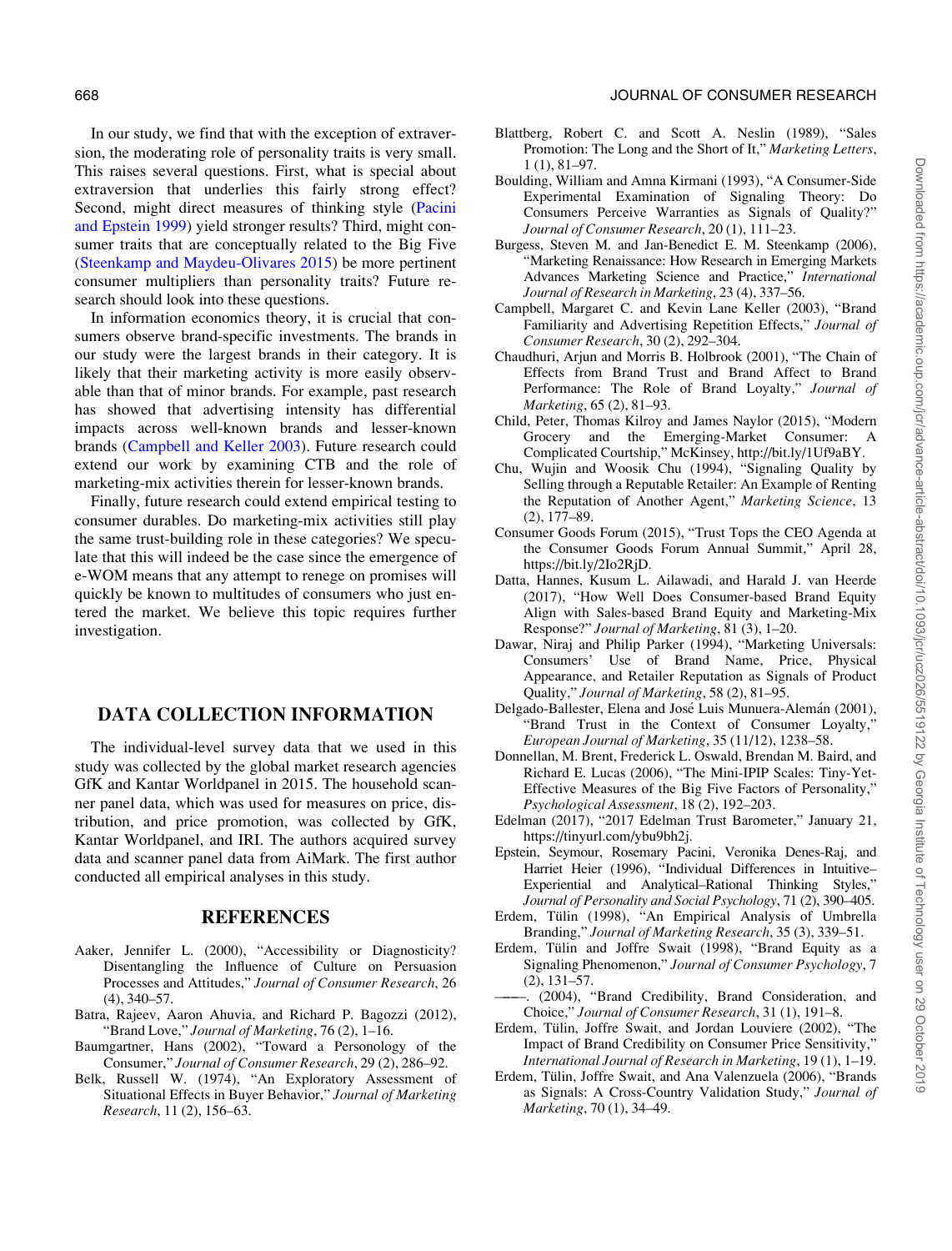In our study, we find that with the exception of extraversion, the moderating role of personality traits is very small. This raises several questions. First, what is special about extraversion that underlies this fairly strong effect? Second, might direct measures of thinking style (Pacini and Epstein 1999) yield stronger results? Third, might consumer traits that are conceptually related to the Big Five (Steenkamp and Maydeu-Olivares 2015) be more pertinent consumer multipliers than personality traits? Future research should look into these questions.

In information economics theory, it is crucial that consumers observe brand-specific investments. The brands in our study were the largest brands in their category. It is likely that their marketing activity is more easily observable than that of minor brands. For example, past research has showed that advertising intensity has differential impacts across well-known brands and lesser-known brands (Campbell and Keller 2003). Future research could extend our work by examining CTB and the role of marketing-mix activities therein for lesser-known brands.

Finally, future research could extend empirical testing to consumer durables. Do marketing-mix activities still play the same trust-building role in these categories? We speculate that this will indeed be the case since the emergence of e-WOM means that any attempt to renege on promises will quickly be known to multitudes of consumers who just entered the market. We believe this topic requires further investigation.

## DATA COLLECTION INFORMATION

The individual-level survey data that we used in this study was collected by the global market research agencies GfK and Kantar Worldpanel in 2015. The household scanner panel data, which was used for measures on price, distribution, and price promotion, was collected by GfK, Kantar Worldpanel, and IRI. The authors acquired survey data and scanner panel data from AiMark. The first author conducted all empirical analyses in this study.

## REFERENCES

Aaker, Jennifer L. (2000), "Accessibility or Diagnosticity? Disentangling the Influence of Culture on Persuasion Processes and Attitudes," *Journal of Consumer Research*, 26 (4), 340–57.

Batra, Rajeev, Aaron Ahuvia, and Richard P. Bagozzi (2012), "Brand Love," *Journal of Marketing*, 76 (2), 1–16.

Baumgartner, Hans (2002), "Toward a Personology of the Consumer," *Journal of Consumer Research*, 29 (2), 286–92.

Belk, Russell W. (1974), "An Exploratory Assessment of Situational Effects in Buyer Behavior," *Journal of Marketing Research*, 11 (2), 156–63.

Blattberg, Robert C. and Scott A. Neslin (1989), "Sales Promotion: The Long and the Short of It," *Marketing Letters*, 1 (1), 81–97.

Boulding, William and Amna Kirmani (1993), "A Consumer-Side Experimental Examination of Signaling Theory: Do Consumers Perceive Warranties as Signals of Quality?" *Journal of Consumer Research*, 20 (1), 111–23.

Burgess, Steven M. and Jan-Benedict E. M. Steenkamp (2006), "Marketing Renaissance: How Research in Emerging Markets Advances Marketing Science and Practice," *International Journal of Research in Marketing*, 23 (4), 337–56.

Campbell, Margaret C. and Kevin Lane Keller (2003), "Brand Familiarity and Advertising Repetition Effects," *Journal of Consumer Research*, 30 (2), 292–304.

Chaudhuri, Arjun and Morris B. Holbrook (2001), "The Chain of Effects from Brand Trust and Brand Affect to Brand Performance: The Role of Brand Loyalty," *Journal of Marketing*, 65 (2), 81–93.

Child, Peter, Thomas Kilroy and James Naylor (2015), "Modern Grocery and the Emerging-Market Consumer: A Complicated Courtship," McKinsey, http://bit.ly/1Uf9aBY.

Chu, Wujin and Woosik Chu (1994), "Signaling Quality by Selling through a Reputable Retailer: An Example of Renting the Reputation of Another Agent," *Marketing Science*, 13 (2), 177–89.

Consumer Goods Forum (2015), "Trust Tops the CEO Agenda at the Consumer Goods Forum Annual Summit," April 28, https://bit.ly/2Io2RjD.

Datta, Hannes, Kusum L. Ailawadi, and Harald J. van Heerde (2017), "How Well Does Consumer-based Brand Equity Align with Sales-based Brand Equity and Marketing-Mix Response?" *Journal of Marketing*, 81 (3), 1–20.

Dawar, Niraj and Philip Parker (1994), "Marketing Universals: Consumers' Use of Brand Name, Price, Physical Appearance, and Retailer Reputation as Signals of Product Quality," *Journal of Marketing*, 58 (2), 81–95.

Delgado-Ballester, Elena and José Luis Munuera-Alemán (2001), "Brand Trust in the Context of Consumer Loyalty," *European Journal of Marketing*, 35 (11/12), 1238–58.

Donnellan, M. Brent, Frederick L. Oswald, Brendan M. Baird, and Richard E. Lucas (2006), "The Mini-IPIP Scales: Tiny-Yet-Effective Measures of the Big Five Factors of Personality," *Psychological Assessment*, 18 (2), 192–203.

Edelman (2017), "2017 Edelman Trust Barometer," January 21, https://tinyurl.com/ybu9bh2j.

Epstein, Seymour, Rosemary Pacini, Veronika Denes-Raj, and Harriet Heier (1996), "Individual Differences in Intuitive–Experiential and Analytical–Rational Thinking Styles," *Journal of Personality and Social Psychology*, 71 (2), 390–405.

Erdem, Tülin (1998), "An Empirical Analysis of Umbrella Branding," *Journal of Marketing Research*, 35 (3), 339–51.

Erdem, Tülin and Joffre Swait (1998), "Brand Equity as a Signaling Phenomenon," *Journal of Consumer Psychology*, 7 (2), 131–57.

———. (2004), "Brand Credibility, Brand Consideration, and Choice," *Journal of Consumer Research*, 31 (1), 191–8.

Erdem, Tülin, Joffre Swait, and Jordan Louviere (2002), "The Impact of Brand Credibility on Consumer Price Sensitivity," *International Journal of Research in Marketing*, 19 (1), 1–19.

Erdem, Tülin, Joffre Swait, and Ana Valenzuela (2006), "Brands as Signals: A Cross-Country Validation Study," *Journal of Marketing*, 70 (1), 34–49.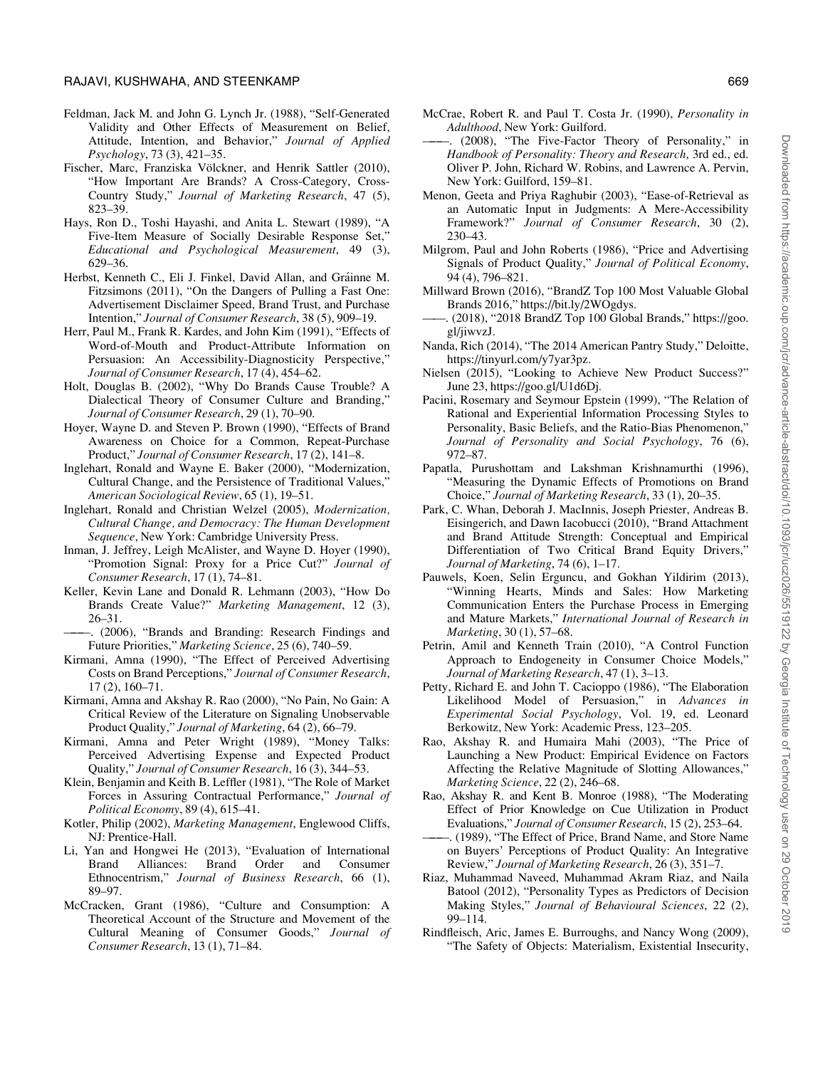Feldman, Jack M. and John G. Lynch Jr. (1988), "Self-Generated Validity and Other Effects of Measurement on Belief, Attitude, Intention, and Behavior," *Journal of Applied Psychology*, 73 (3), 421–35.

Fischer, Marc, Franziska Völckner, and Henrik Sattler (2010), "How Important Are Brands? A Cross-Category, Cross-Country Study," *Journal of Marketing Research*, 47 (5), 823–39.

Hays, Ron D., Toshi Hayashi, and Anita L. Stewart (1989), "A Five-Item Measure of Socially Desirable Response Set," *Educational and Psychological Measurement*, 49 (3), 629–36.

Herbst, Kenneth C., Eli J. Finkel, David Allan, and Gráinne M. Fitzsimons (2011), "On the Dangers of Pulling a Fast One: Advertisement Disclaimer Speed, Brand Trust, and Purchase Intention," *Journal of Consumer Research*, 38 (5), 909–19.

Herr, Paul M., Frank R. Kardes, and John Kim (1991), "Effects of Word-of-Mouth and Product-Attribute Information on Persuasion: An Accessibility-Diagnosticity Perspective," *Journal of Consumer Research*, 17 (4), 454–62.

Holt, Douglas B. (2002), "Why Do Brands Cause Trouble? A Dialectical Theory of Consumer Culture and Branding," *Journal of Consumer Research*, 29 (1), 70–90.

Hoyer, Wayne D. and Steven P. Brown (1990), "Effects of Brand Awareness on Choice for a Common, Repeat-Purchase Product," *Journal of Consumer Research*, 17 (2), 141–8.

Inglehart, Ronald and Wayne E. Baker (2000), "Modernization, Cultural Change, and the Persistence of Traditional Values," *American Sociological Review*, 65 (1), 19–51.

Inglehart, Ronald and Christian Welzel (2005), *Modernization, Cultural Change, and Democracy: The Human Development Sequence*, New York: Cambridge University Press.

Inman, J. Jeffrey, Leigh McAlister, and Wayne D. Hoyer (1990), "Promotion Signal: Proxy for a Price Cut?" *Journal of Consumer Research*, 17 (1), 74–81.

Keller, Kevin Lane and Donald R. Lehmann (2003), "How Do Brands Create Value?" *Marketing Management*, 12 (3), 26–31.

———. (2006), "Brands and Branding: Research Findings and Future Priorities," *Marketing Science*, 25 (6), 740–59.

Kirmani, Amna (1990), "The Effect of Perceived Advertising Costs on Brand Perceptions," *Journal of Consumer Research*, 17 (2), 160–71.

Kirmani, Amna and Akshay R. Rao (2000), "No Pain, No Gain: A Critical Review of the Literature on Signaling Unobservable Product Quality," *Journal of Marketing*, 64 (2), 66–79.

Kirmani, Amna and Peter Wright (1989), "Money Talks: Perceived Advertising Expense and Expected Product Quality," *Journal of Consumer Research*, 16 (3), 344–53.

Klein, Benjamin and Keith B. Leffler (1981), "The Role of Market Forces in Assuring Contractual Performance," *Journal of Political Economy*, 89 (4), 615–41.

Kotler, Philip (2002), *Marketing Management*, Englewood Cliffs, NJ: Prentice-Hall.

Li, Yan and Hongwei He (2013), "Evaluation of International Brand Alliances: Brand Order and Consumer Ethnocentrism," *Journal of Business Research*, 66 (1), 89–97.

McCracken, Grant (1986), "Culture and Consumption: A Theoretical Account of the Structure and Movement of the Cultural Meaning of Consumer Goods," *Journal of Consumer Research*, 13 (1), 71–84.

McCrae, Robert R. and Paul T. Costa Jr. (1990), *Personality in Adulthood*, New York: Guilford.

———. (2008), "The Five-Factor Theory of Personality," in *Handbook of Personality: Theory and Research*, 3rd ed., ed. Oliver P. John, Richard W. Robins, and Lawrence A. Pervin, New York: Guilford, 159–81.

Menon, Geeta and Priya Raghubir (2003), "Ease-of-Retrieval as an Automatic Input in Judgments: A Mere-Accessibility Framework?" *Journal of Consumer Research*, 30 (2), 230–43.

Milgrom, Paul and John Roberts (1986), "Price and Advertising Signals of Product Quality," *Journal of Political Economy*, 94 (4), 796–821.

Millward Brown (2016), "BrandZ Top 100 Most Valuable Global Brands 2016," https://bit.ly/2WOgdys.

———. (2018), "2018 BrandZ Top 100 Global Brands," https://goo.gl/jiwvzJ.

Nanda, Rich (2014), "The 2014 American Pantry Study," Deloitte, https://tinyurl.com/y7yar3pz.

Nielsen (2015), "Looking to Achieve New Product Success?" June 23, https://goo.gl/U1d6Dj.

Pacini, Rosemary and Seymour Epstein (1999), "The Relation of Rational and Experiential Information Processing Styles to Personality, Basic Beliefs, and the Ratio-Bias Phenomenon," *Journal of Personality and Social Psychology*, 76 (6), 972–87.

Papatla, Purushottam and Lakshman Krishnamurthi (1996), "Measuring the Dynamic Effects of Promotions on Brand Choice," *Journal of Marketing Research*, 33 (1), 20–35.

Park, C. Whan, Deborah J. MacInnis, Joseph Priester, Andreas B. Eisingerich, and Dawn Iacobucci (2010), "Brand Attachment and Brand Attitude Strength: Conceptual and Empirical Differentiation of Two Critical Brand Equity Drivers," *Journal of Marketing*, 74 (6), 1–17.

Pauwels, Koen, Selin Erguncu, and Gokhan Yildirim (2013), "Winning Hearts, Minds and Sales: How Marketing Communication Enters the Purchase Process in Emerging and Mature Markets," *International Journal of Research in Marketing*, 30 (1), 57–68.

Petrin, Amil and Kenneth Train (2010), "A Control Function Approach to Endogeneity in Consumer Choice Models," *Journal of Marketing Research*, 47 (1), 3–13.

Petty, Richard E. and John T. Cacioppo (1986), "The Elaboration Likelihood Model of Persuasion," in *Advances in Experimental Social Psychology*, Vol. 19, ed. Leonard Berkowitz, New York: Academic Press, 123–205.

Rao, Akshay R. and Humaira Mahi (2003), "The Price of Launching a New Product: Empirical Evidence on Factors Affecting the Relative Magnitude of Slotting Allowances," *Marketing Science*, 22 (2), 246–68.

Rao, Akshay R. and Kent B. Monroe (1988), "The Moderating Effect of Prior Knowledge on Cue Utilization in Product Evaluations," *Journal of Consumer Research*, 15 (2), 253–64.

———. (1989), "The Effect of Price, Brand Name, and Store Name on Buyers' Perceptions of Product Quality: An Integrative Review," *Journal of Marketing Research*, 26 (3), 351–7.

Riaz, Muhammad Naveed, Muhammad Akram Riaz, and Naila Batool (2012), "Personality Types as Predictors of Decision Making Styles," *Journal of Behavioural Sciences*, 22 (2), 99–114.

Rindfleisch, Aric, James E. Burroughs, and Nancy Wong (2009), "The Safety of Objects: Materialism, Existential Insecurity,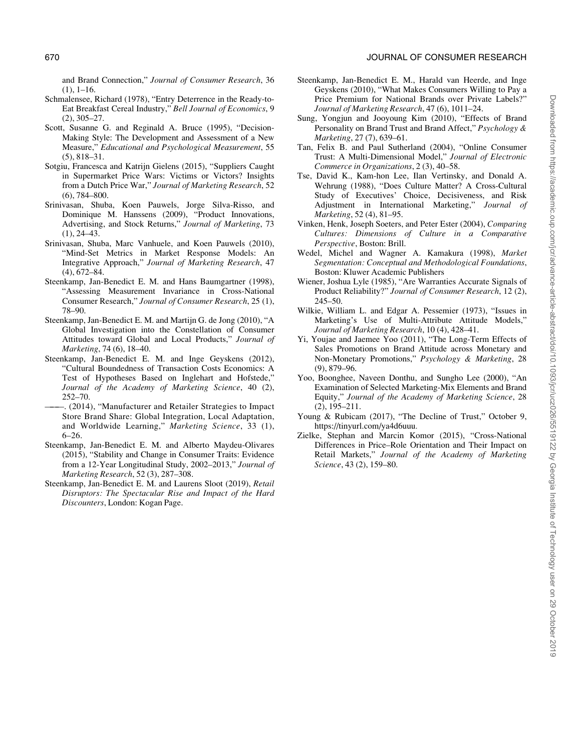and Brand Connection," *Journal of Consumer Research*, 36 (1), 1–16.

Schmalensee, Richard (1978), "Entry Deterrence in the Ready-to-Eat Breakfast Cereal Industry," *Bell Journal of Economics*, 9 (2), 305–27.

Scott, Susanne G. and Reginald A. Bruce (1995), "Decision-Making Style: The Development and Assessment of a New Measure," *Educational and Psychological Measurement*, 55 (5), 818–31.

Sotgiu, Francesca and Katrijn Gielens (2015), "Suppliers Caught in Supermarket Price Wars: Victims or Victors? Insights from a Dutch Price War," *Journal of Marketing Research*, 52 (6), 784–800.

Srinivasan, Shuba, Koen Pauwels, Jorge Silva-Risso, and Dominique M. Hanssens (2009), "Product Innovations, Advertising, and Stock Returns," *Journal of Marketing*, 73 (1), 24–43.

Srinivasan, Shuba, Marc Vanhuele, and Koen Pauwels (2010), "Mind-Set Metrics in Market Response Models: An Integrative Approach," *Journal of Marketing Research*, 47 (4), 672–84.

Steenkamp, Jan-Benedict E. M. and Hans Baumgartner (1998), "Assessing Measurement Invariance in Cross-National Consumer Research," *Journal of Consumer Research*, 25 (1), 78–90.

Steenkamp, Jan-Benedict E. M. and Martijn G. de Jong (2010), "A Global Investigation into the Constellation of Consumer Attitudes toward Global and Local Products," *Journal of Marketing*, 74 (6), 18–40.

Steenkamp, Jan-Benedict E. M. and Inge Geyskens (2012), "Cultural Boundedness of Transaction Costs Economics: A Test of Hypotheses Based on Inglehart and Hofstede," *Journal of the Academy of Marketing Science*, 40 (2), 252–70.

———. (2014), "Manufacturer and Retailer Strategies to Impact Store Brand Share: Global Integration, Local Adaptation, and Worldwide Learning," *Marketing Science*, 33 (1), 6–26.

Steenkamp, Jan-Benedict E. M. and Alberto Maydeu-Olivares (2015), "Stability and Change in Consumer Traits: Evidence from a 12-Year Longitudinal Study, 2002–2013," *Journal of Marketing Research*, 52 (3), 287–308.

Steenkamp, Jan-Benedict E. M. and Laurens Sloot (2019), *Retail Disruptors: The Spectacular Rise and Impact of the Hard Discounters*, London: Kogan Page.

Steenkamp, Jan-Benedict E. M., Harald van Heerde, and Inge Geyskens (2010), "What Makes Consumers Willing to Pay a Price Premium for National Brands over Private Labels?" *Journal of Marketing Research*, 47 (6), 1011–24.

Sung, Yongjun and Jooyoung Kim (2010), "Effects of Brand Personality on Brand Trust and Brand Affect," *Psychology & Marketing*, 27 (7), 639–61.

Tan, Felix B. and Paul Sutherland (2004), "Online Consumer Trust: A Multi-Dimensional Model," *Journal of Electronic Commerce in Organizations*, 2 (3), 40–58.

Tse, David K., Kam-hon Lee, Ilan Vertinsky, and Donald A. Wehrung (1988), "Does Culture Matter? A Cross-Cultural Study of Executives' Choice, Decisiveness, and Risk Adjustment in International Marketing," *Journal of Marketing*, 52 (4), 81–95.

Vinken, Henk, Joseph Soeters, and Peter Ester (2004), *Comparing Cultures: Dimensions of Culture in a Comparative Perspective*, Boston: Brill.

Wedel, Michel and Wagner A. Kamakura (1998), *Market Segmentation: Conceptual and Methodological Foundations*, Boston: Kluwer Academic Publishers

Wiener, Joshua Lyle (1985), "Are Warranties Accurate Signals of Product Reliability?" *Journal of Consumer Research*, 12 (2), 245–50.

Wilkie, William L. and Edgar A. Pessemier (1973), "Issues in Marketing's Use of Multi-Attribute Attitude Models," *Journal of Marketing Research*, 10 (4), 428–41.

Yi, Youjae and Jaemee Yoo (2011), "The Long-Term Effects of Sales Promotions on Brand Attitude across Monetary and Non-Monetary Promotions," *Psychology & Marketing*, 28 (9), 879–96.

Yoo, Boonghee, Naveen Donthu, and Sungho Lee (2000), "An Examination of Selected Marketing-Mix Elements and Brand Equity," *Journal of the Academy of Marketing Science*, 28 (2), 195–211.

Young & Rubicam (2017), "The Decline of Trust," October 9, https://tinyurl.com/ya4d6uuu.

Zielke, Stephan and Marcin Komor (2015), "Cross-National Differences in Price–Role Orientation and Their Impact on Retail Markets," *Journal of the Academy of Marketing Science*, 43 (2), 159–80.